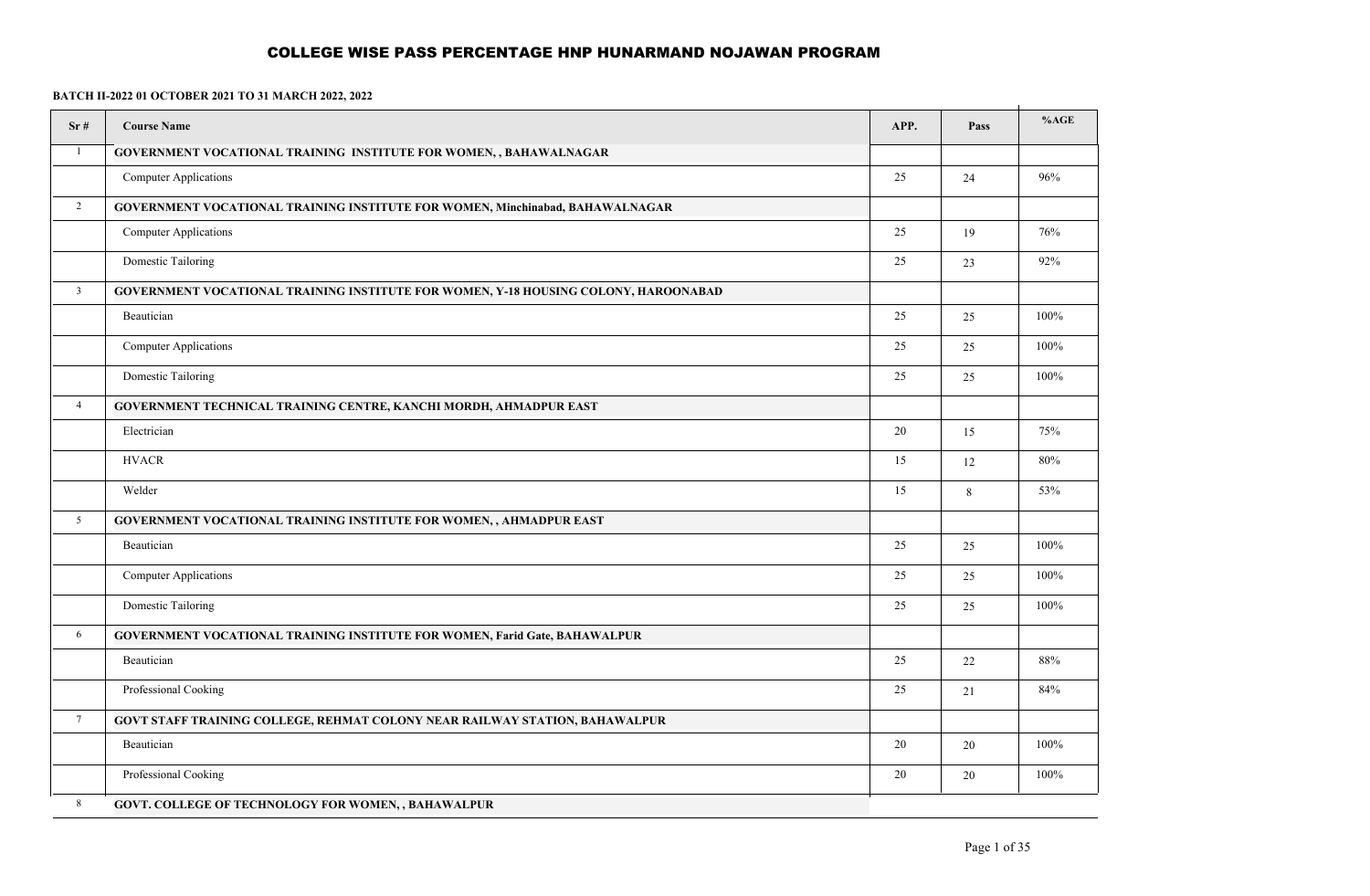# COLLEGE WISE PASS PERCENTAGE HNP HUNARMAND NOJAWAN PROGRAM

**BATCH II-2022 01 OCTOBER 2021 TO 31 MARCH 2022, 2022**

| Sr # | Course Name | APP. | Pass | %AGE |
|---|---|---|---|---|
| 1 | **GOVERNMENT VOCATIONAL TRAINING INSTITUTE FOR WOMEN, , BAHAWALNAGAR** | | | |
| | Computer Applications | 25 | 24 | 96% |
| 2 | **GOVERNMENT VOCATIONAL TRAINING INSTITUTE FOR WOMEN, Minchinabad, BAHAWALNAGAR** | | | |
| | Computer Applications | 25 | 19 | 76% |
| | Domestic Tailoring | 25 | 23 | 92% |
| 3 | **GOVERNMENT VOCATIONAL TRAINING INSTITUTE FOR WOMEN, Y-18 HOUSING COLONY, HAROONABAD** | | | |
| | Beautician | 25 | 25 | 100% |
| | Computer Applications | 25 | 25 | 100% |
| | Domestic Tailoring | 25 | 25 | 100% |
| 4 | **GOVERNMENT TECHNICAL TRAINING CENTRE, KANCHI MORDH, AHMADPUR EAST** | | | |
| | Electrician | 20 | 15 | 75% |
| | HVACR | 15 | 12 | 80% |
| | Welder | 15 | 8 | 53% |
| 5 | **GOVERNMENT VOCATIONAL TRAINING INSTITUTE FOR WOMEN, , AHMADPUR EAST** | | | |
| | Beautician | 25 | 25 | 100% |
| | Computer Applications | 25 | 25 | 100% |
| | Domestic Tailoring | 25 | 25 | 100% |
| 6 | **GOVERNMENT VOCATIONAL TRAINING INSTITUTE FOR WOMEN, Farid Gate, BAHAWALPUR** | | | |
| | Beautician | 25 | 22 | 88% |
| | Professional Cooking | 25 | 21 | 84% |
| 7 | **GOVT STAFF TRAINING COLLEGE, REHMAT COLONY NEAR RAILWAY STATION, BAHAWALPUR** | | | |
| | Beautician | 20 | 20 | 100% |
| | Professional Cooking | 20 | 20 | 100% |
| 8 | **GOVT. COLLEGE OF TECHNOLOGY FOR WOMEN, , BAHAWALPUR** | | | |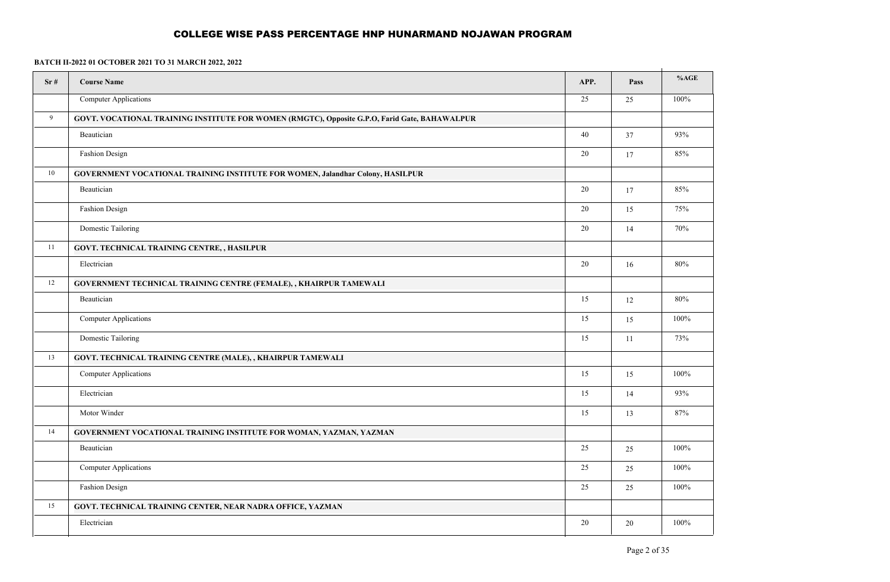# COLLEGE WISE PASS PERCENTAGE HNP HUNARMAND NOJAWAN PROGRAM

**BATCH II-2022 01 OCTOBER 2021 TO 31 MARCH 2022, 2022**

| Sr # | Course Name | APP. | Pass | %AGE |
|---|---|---|---|---|
| | Computer Applications | 25 | 25 | 100% |
| 9 | **GOVT. VOCATIONAL TRAINING INSTITUTE FOR WOMEN (RMGTC), Opposite G.P.O, Farid Gate, BAHAWALPUR** | | | |
| | Beautician | 40 | 37 | 93% |
| | Fashion Design | 20 | 17 | 85% |
| 10 | **GOVERNMENT VOCATIONAL TRAINING INSTITUTE FOR WOMEN, Jalandhar Colony, HASILPUR** | | | |
| | Beautician | 20 | 17 | 85% |
| | Fashion Design | 20 | 15 | 75% |
| | Domestic Tailoring | 20 | 14 | 70% |
| 11 | **GOVT. TECHNICAL TRAINING CENTRE, , HASILPUR** | | | |
| | Electrician | 20 | 16 | 80% |
| 12 | **GOVERNMENT TECHNICAL TRAINING CENTRE (FEMALE), , KHAIRPUR TAMEWALI** | | | |
| | Beautician | 15 | 12 | 80% |
| | Computer Applications | 15 | 15 | 100% |
| | Domestic Tailoring | 15 | 11 | 73% |
| 13 | **GOVT. TECHNICAL TRAINING CENTRE (MALE), , KHAIRPUR TAMEWALI** | | | |
| | Computer Applications | 15 | 15 | 100% |
| | Electrician | 15 | 14 | 93% |
| | Motor Winder | 15 | 13 | 87% |
| 14 | **GOVERNMENT VOCATIONAL TRAINING INSTITUTE FOR WOMAN, YAZMAN, YAZMAN** | | | |
| | Beautician | 25 | 25 | 100% |
| | Computer Applications | 25 | 25 | 100% |
| | Fashion Design | 25 | 25 | 100% |
| 15 | **GOVT. TECHNICAL TRAINING CENTER, NEAR NADRA OFFICE, YAZMAN** | | | |
| | Electrician | 20 | 20 | 100% |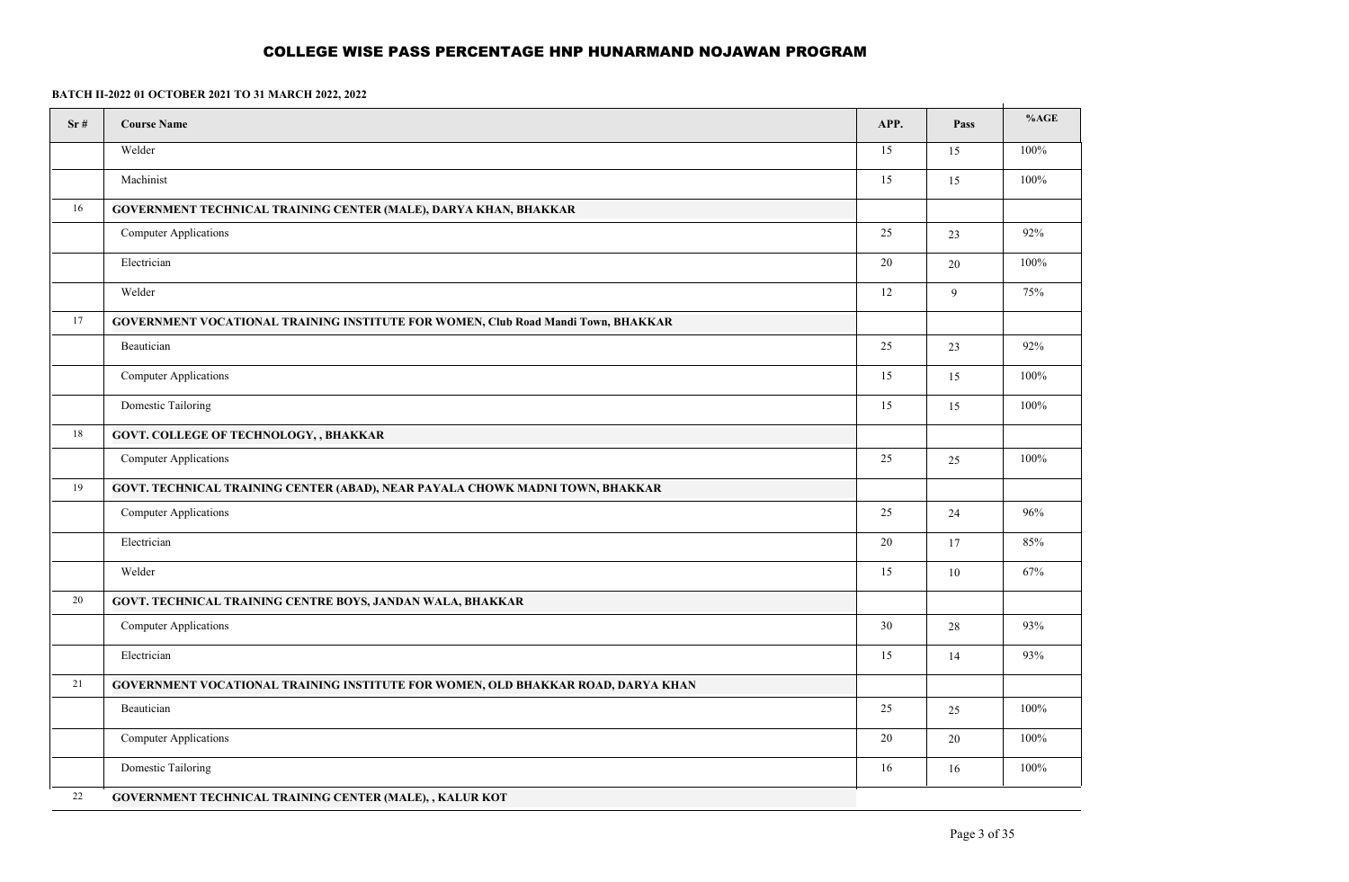# COLLEGE WISE PASS PERCENTAGE HNP HUNARMAND NOJAWAN PROGRAM

**BATCH II-2022 01 OCTOBER 2021 TO 31 MARCH 2022, 2022**

| Sr # | Course Name | APP. | Pass | %AGE |
|---|---|---|---|---|
| | Welder | 15 | 15 | 100% |
| | Machinist | 15 | 15 | 100% |
| 16 | **GOVERNMENT TECHNICAL TRAINING CENTER (MALE), DARYA KHAN, BHAKKAR** | | | |
| | Computer Applications | 25 | 23 | 92% |
| | Electrician | 20 | 20 | 100% |
| | Welder | 12 | 9 | 75% |
| 17 | **GOVERNMENT VOCATIONAL TRAINING INSTITUTE FOR WOMEN, Club Road Mandi Town, BHAKKAR** | | | |
| | Beautician | 25 | 23 | 92% |
| | Computer Applications | 15 | 15 | 100% |
| | Domestic Tailoring | 15 | 15 | 100% |
| 18 | **GOVT. COLLEGE OF TECHNOLOGY, , BHAKKAR** | | | |
| | Computer Applications | 25 | 25 | 100% |
| 19 | **GOVT. TECHNICAL TRAINING CENTER (ABAD), NEAR PAYALA CHOWK MADNI TOWN, BHAKKAR** | | | |
| | Computer Applications | 25 | 24 | 96% |
| | Electrician | 20 | 17 | 85% |
| | Welder | 15 | 10 | 67% |
| 20 | **GOVT. TECHNICAL TRAINING CENTRE BOYS, JANDAN WALA, BHAKKAR** | | | |
| | Computer Applications | 30 | 28 | 93% |
| | Electrician | 15 | 14 | 93% |
| 21 | **GOVERNMENT VOCATIONAL TRAINING INSTITUTE FOR WOMEN, OLD BHAKKAR ROAD, DARYA KHAN** | | | |
| | Beautician | 25 | 25 | 100% |
| | Computer Applications | 20 | 20 | 100% |
| | Domestic Tailoring | 16 | 16 | 100% |
| 22 | **GOVERNMENT TECHNICAL TRAINING CENTER (MALE), , KALUR KOT** | | | |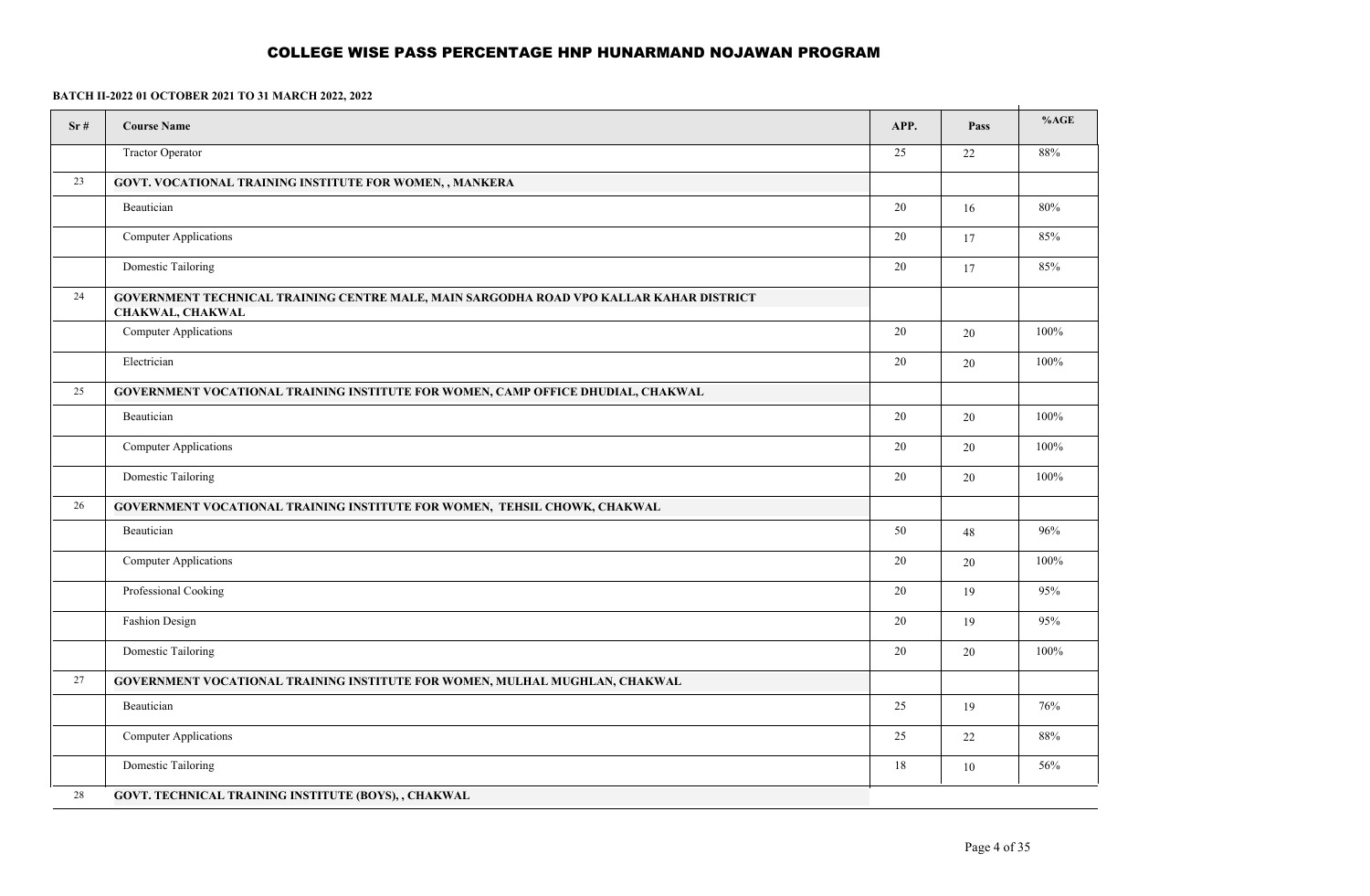# COLLEGE WISE PASS PERCENTAGE HNP HUNARMAND NOJAWAN PROGRAM

**BATCH II-2022 01 OCTOBER 2021 TO 31 MARCH 2022, 2022**

| Sr # | Course Name | APP. | Pass | %AGE |
|---|---|---|---|---|
| | Tractor Operator | 25 | 22 | 88% |
| 23 | **GOVT. VOCATIONAL TRAINING INSTITUTE FOR WOMEN, , MANKERA** | | | |
| | Beautician | 20 | 16 | 80% |
| | Computer Applications | 20 | 17 | 85% |
| | Domestic Tailoring | 20 | 17 | 85% |
| 24 | **GOVERNMENT TECHNICAL TRAINING CENTRE MALE, MAIN SARGODHA ROAD VPO KALLAR KAHAR DISTRICT CHAKWAL, CHAKWAL** | | | |
| | Computer Applications | 20 | 20 | 100% |
| | Electrician | 20 | 20 | 100% |
| 25 | **GOVERNMENT VOCATIONAL TRAINING INSTITUTE FOR WOMEN, CAMP OFFICE DHUDIAL, CHAKWAL** | | | |
| | Beautician | 20 | 20 | 100% |
| | Computer Applications | 20 | 20 | 100% |
| | Domestic Tailoring | 20 | 20 | 100% |
| 26 | **GOVERNMENT VOCATIONAL TRAINING INSTITUTE FOR WOMEN, TEHSIL CHOWK, CHAKWAL** | | | |
| | Beautician | 50 | 48 | 96% |
| | Computer Applications | 20 | 20 | 100% |
| | Professional Cooking | 20 | 19 | 95% |
| | Fashion Design | 20 | 19 | 95% |
| | Domestic Tailoring | 20 | 20 | 100% |
| 27 | **GOVERNMENT VOCATIONAL TRAINING INSTITUTE FOR WOMEN, MULHAL MUGHLAN, CHAKWAL** | | | |
| | Beautician | 25 | 19 | 76% |
| | Computer Applications | 25 | 22 | 88% |
| | Domestic Tailoring | 18 | 10 | 56% |
| 28 | **GOVT. TECHNICAL TRAINING INSTITUTE (BOYS), , CHAKWAL** | | | |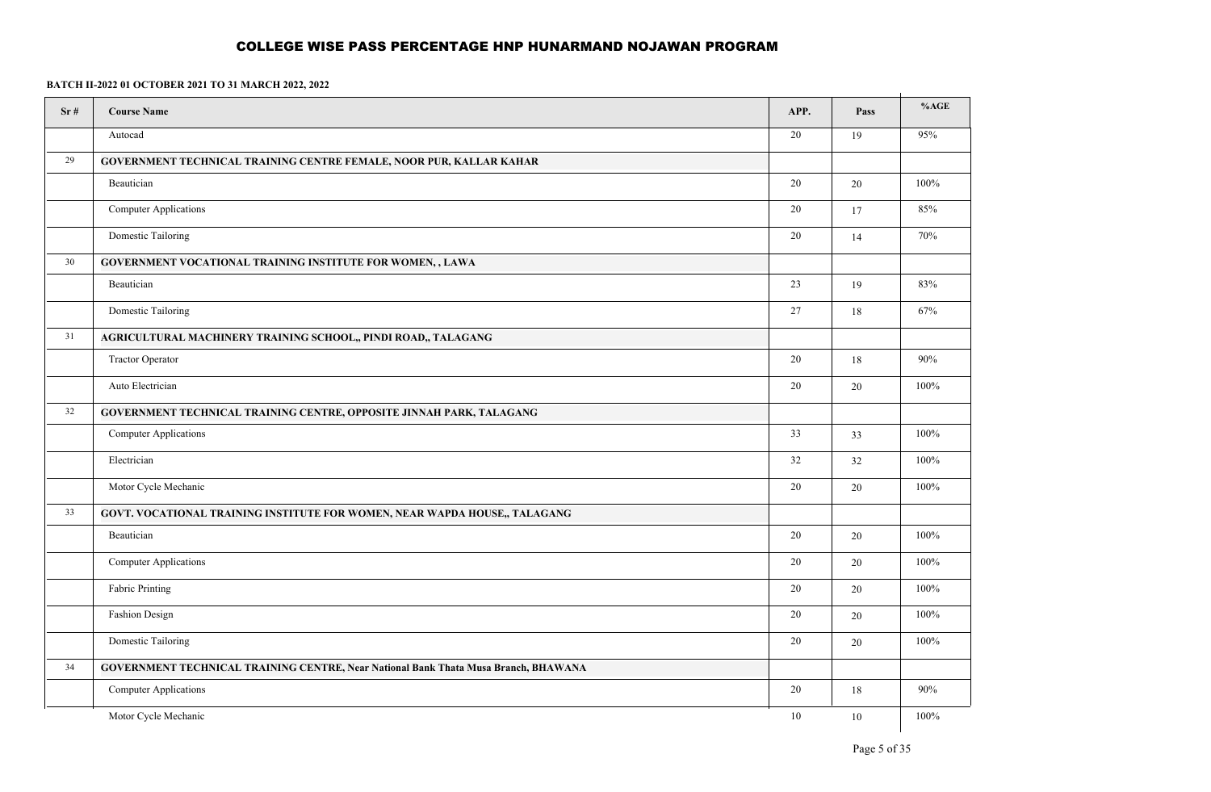# COLLEGE WISE PASS PERCENTAGE HNP HUNARMAND NOJAWAN PROGRAM

**BATCH II-2022 01 OCTOBER 2021 TO 31 MARCH 2022, 2022**

| Sr # | Course Name | APP. | Pass | %AGE |
|---|---|---|---|---|
| | Autocad | 20 | 19 | 95% |
| 29 | **GOVERNMENT TECHNICAL TRAINING CENTRE FEMALE, NOOR PUR, KALLAR KAHAR** | | | |
| | Beautician | 20 | 20 | 100% |
| | Computer Applications | 20 | 17 | 85% |
| | Domestic Tailoring | 20 | 14 | 70% |
| 30 | **GOVERNMENT VOCATIONAL TRAINING INSTITUTE FOR WOMEN, , LAWA** | | | |
| | Beautician | 23 | 19 | 83% |
| | Domestic Tailoring | 27 | 18 | 67% |
| 31 | **AGRICULTURAL MACHINERY TRAINING SCHOOL,, PINDI ROAD,, TALAGANG** | | | |
| | Tractor Operator | 20 | 18 | 90% |
| | Auto Electrician | 20 | 20 | 100% |
| 32 | **GOVERNMENT TECHNICAL TRAINING CENTRE, OPPOSITE JINNAH PARK, TALAGANG** | | | |
| | Computer Applications | 33 | 33 | 100% |
| | Electrician | 32 | 32 | 100% |
| | Motor Cycle Mechanic | 20 | 20 | 100% |
| 33 | **GOVT. VOCATIONAL TRAINING INSTITUTE FOR WOMEN, NEAR WAPDA HOUSE,, TALAGANG** | | | |
| | Beautician | 20 | 20 | 100% |
| | Computer Applications | 20 | 20 | 100% |
| | Fabric Printing | 20 | 20 | 100% |
| | Fashion Design | 20 | 20 | 100% |
| | Domestic Tailoring | 20 | 20 | 100% |
| 34 | **GOVERNMENT TECHNICAL TRAINING CENTRE, Near National Bank Thata Musa Branch, BHAWANA** | | | |
| | Computer Applications | 20 | 18 | 90% |
| | Motor Cycle Mechanic | 10 | 10 | 100% |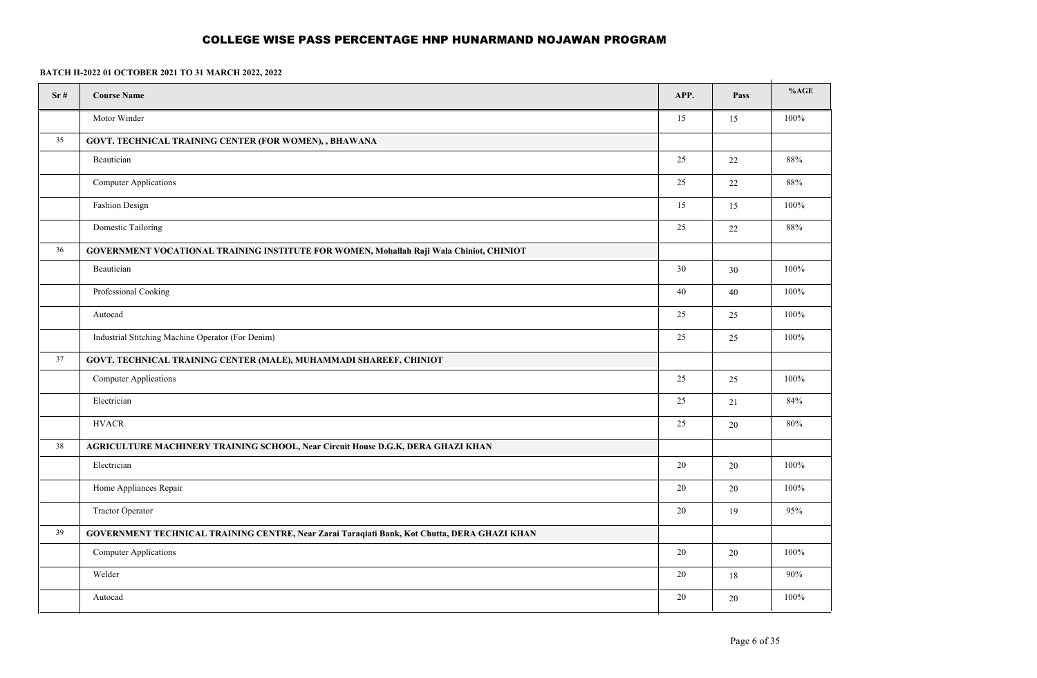# COLLEGE WISE PASS PERCENTAGE HNP HUNARMAND NOJAWAN PROGRAM

**BATCH II-2022 01 OCTOBER 2021 TO 31 MARCH 2022, 2022**

| Sr # | Course Name | APP. | Pass | %AGE |
|---|---|---|---|---|
| | Motor Winder | 15 | 15 | 100% |
| 35 | **GOVT. TECHNICAL TRAINING CENTER (FOR WOMEN), , BHAWANA** | | | |
| | Beautician | 25 | 22 | 88% |
| | Computer Applications | 25 | 22 | 88% |
| | Fashion Design | 15 | 15 | 100% |
| | Domestic Tailoring | 25 | 22 | 88% |
| 36 | **GOVERNMENT VOCATIONAL TRAINING INSTITUTE FOR WOMEN, Mohallah Raji Wala Chiniot, CHINIOT** | | | |
| | Beautician | 30 | 30 | 100% |
| | Professional Cooking | 40 | 40 | 100% |
| | Autocad | 25 | 25 | 100% |
| | Industrial Stitching Machine Operator (For Denim) | 25 | 25 | 100% |
| 37 | **GOVT. TECHNICAL TRAINING CENTER (MALE), MUHAMMADI SHAREEF, CHINIOT** | | | |
| | Computer Applications | 25 | 25 | 100% |
| | Electrician | 25 | 21 | 84% |
| | HVACR | 25 | 20 | 80% |
| 38 | **AGRICULTURE MACHINERY TRAINING SCHOOL, Near Circuit House D.G.K, DERA GHAZI KHAN** | | | |
| | Electrician | 20 | 20 | 100% |
| | Home Appliances Repair | 20 | 20 | 100% |
| | Tractor Operator | 20 | 19 | 95% |
| 39 | **GOVERNMENT TECHNICAL TRAINING CENTRE, Near Zarai Taraqiati Bank, Kot Chutta, DERA GHAZI KHAN** | | | |
| | Computer Applications | 20 | 20 | 100% |
| | Welder | 20 | 18 | 90% |
| | Autocad | 20 | 20 | 100% |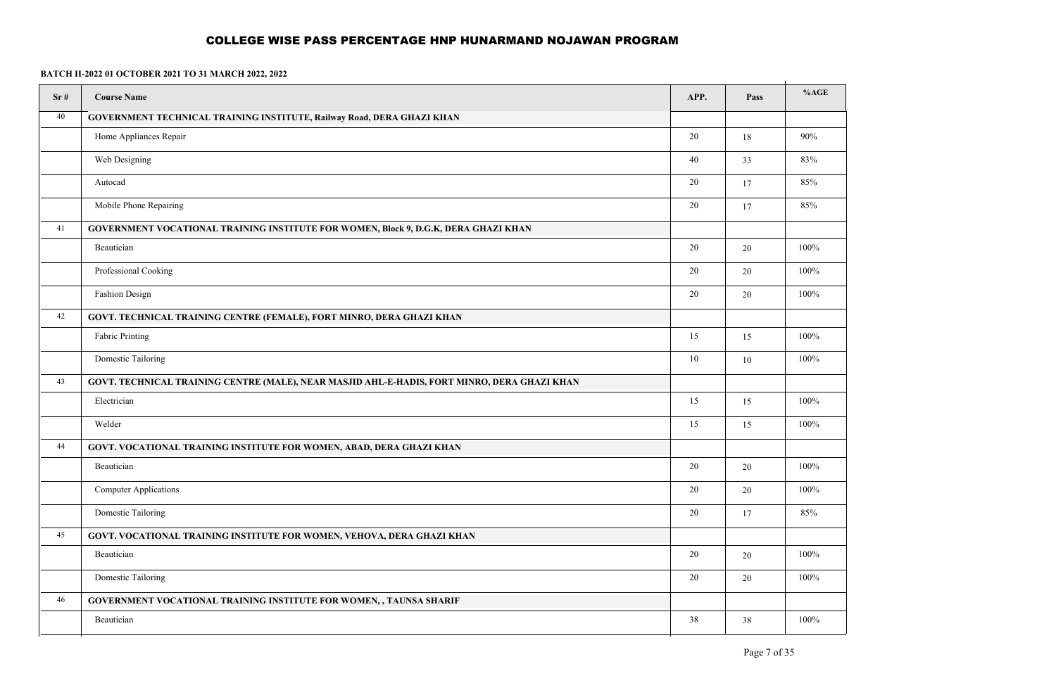# COLLEGE WISE PASS PERCENTAGE HNP HUNARMAND NOJAWAN PROGRAM

**BATCH II-2022 01 OCTOBER 2021 TO 31 MARCH 2022, 2022**

| Sr # | Course Name | APP. | Pass | %AGE |
|---|---|---|---|---|
| 40 | **GOVERNMENT TECHNICAL TRAINING INSTITUTE, Railway Road, DERA GHAZI KHAN** | | | |
| | Home Appliances Repair | 20 | 18 | 90% |
| | Web Designing | 40 | 33 | 83% |
| | Autocad | 20 | 17 | 85% |
| | Mobile Phone Repairing | 20 | 17 | 85% |
| 41 | **GOVERNMENT VOCATIONAL TRAINING INSTITUTE FOR WOMEN, Block 9, D.G.K, DERA GHAZI KHAN** | | | |
| | Beautician | 20 | 20 | 100% |
| | Professional Cooking | 20 | 20 | 100% |
| | Fashion Design | 20 | 20 | 100% |
| 42 | **GOVT. TECHNICAL TRAINING CENTRE (FEMALE), FORT MINRO, DERA GHAZI KHAN** | | | |
| | Fabric Printing | 15 | 15 | 100% |
| | Domestic Tailoring | 10 | 10 | 100% |
| 43 | **GOVT. TECHNICAL TRAINING CENTRE (MALE), NEAR MASJID AHL-E-HADIS, FORT MINRO, DERA GHAZI KHAN** | | | |
| | Electrician | 15 | 15 | 100% |
| | Welder | 15 | 15 | 100% |
| 44 | **GOVT. VOCATIONAL TRAINING INSTITUTE FOR WOMEN, ABAD, DERA GHAZI KHAN** | | | |
| | Beautician | 20 | 20 | 100% |
| | Computer Applications | 20 | 20 | 100% |
| | Domestic Tailoring | 20 | 17 | 85% |
| 45 | **GOVT. VOCATIONAL TRAINING INSTITUTE FOR WOMEN, VEHOVA, DERA GHAZI KHAN** | | | |
| | Beautician | 20 | 20 | 100% |
| | Domestic Tailoring | 20 | 20 | 100% |
| 46 | **GOVERNMENT VOCATIONAL TRAINING INSTITUTE FOR WOMEN, , TAUNSA SHARIF** | | | |
| | Beautician | 38 | 38 | 100% |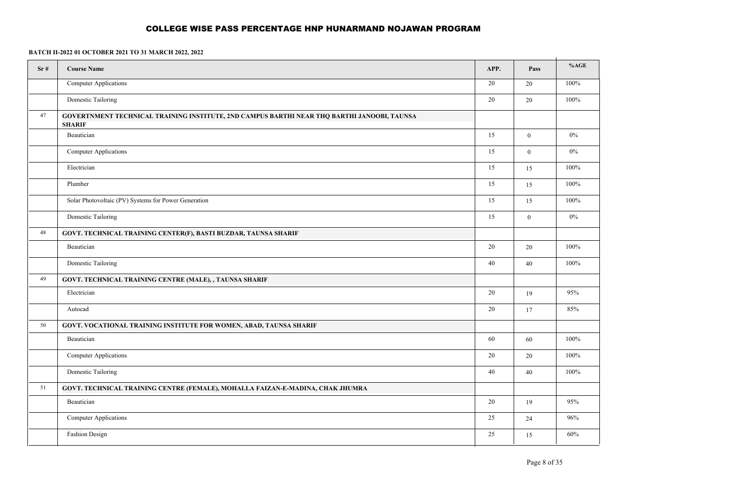# COLLEGE WISE PASS PERCENTAGE HNP HUNARMAND NOJAWAN PROGRAM

**BATCH II-2022 01 OCTOBER 2021 TO 31 MARCH 2022, 2022**

| Sr # | Course Name | APP. | Pass | %AGE |
| --- | --- | --- | --- | --- |
| | Computer Applications | 20 | 20 | 100% |
| | Domestic Tailoring | 20 | 20 | 100% |
| 47 | **GOVERTNMENT TECHNICAL TRAINING INSTITUTE, 2ND CAMPUS BARTHI NEAR THQ BARTHI JANOOBI, TAUNSA SHARIF** | | | |
| | Beautician | 15 | 0 | 0% |
| | Computer Applications | 15 | 0 | 0% |
| | Electrician | 15 | 15 | 100% |
| | Plumber | 15 | 15 | 100% |
| | Solar Photovoltaic (PV) Systems for Power Generation | 15 | 15 | 100% |
| | Domestic Tailoring | 15 | 0 | 0% |
| 48 | **GOVT. TECHNICAL TRAINING CENTER(F), BASTI BUZDAR, TAUNSA SHARIF** | | | |
| | Beautician | 20 | 20 | 100% |
| | Domestic Tailoring | 40 | 40 | 100% |
| 49 | **GOVT. TECHNICAL TRAINING CENTRE (MALE), , TAUNSA SHARIF** | | | |
| | Electrician | 20 | 19 | 95% |
| | Autocad | 20 | 17 | 85% |
| 50 | **GOVT. VOCATIONAL TRAINING INSTITUTE FOR WOMEN, ABAD, TAUNSA SHARIF** | | | |
| | Beautician | 60 | 60 | 100% |
| | Computer Applications | 20 | 20 | 100% |
| | Domestic Tailoring | 40 | 40 | 100% |
| 51 | **GOVT. TECHNICAL TRAINING CENTRE (FEMALE), MOHALLA FAIZAN-E-MADINA, CHAK JHUMRA** | | | |
| | Beautician | 20 | 19 | 95% |
| | Computer Applications | 25 | 24 | 96% |
| | Fashion Design | 25 | 15 | 60% |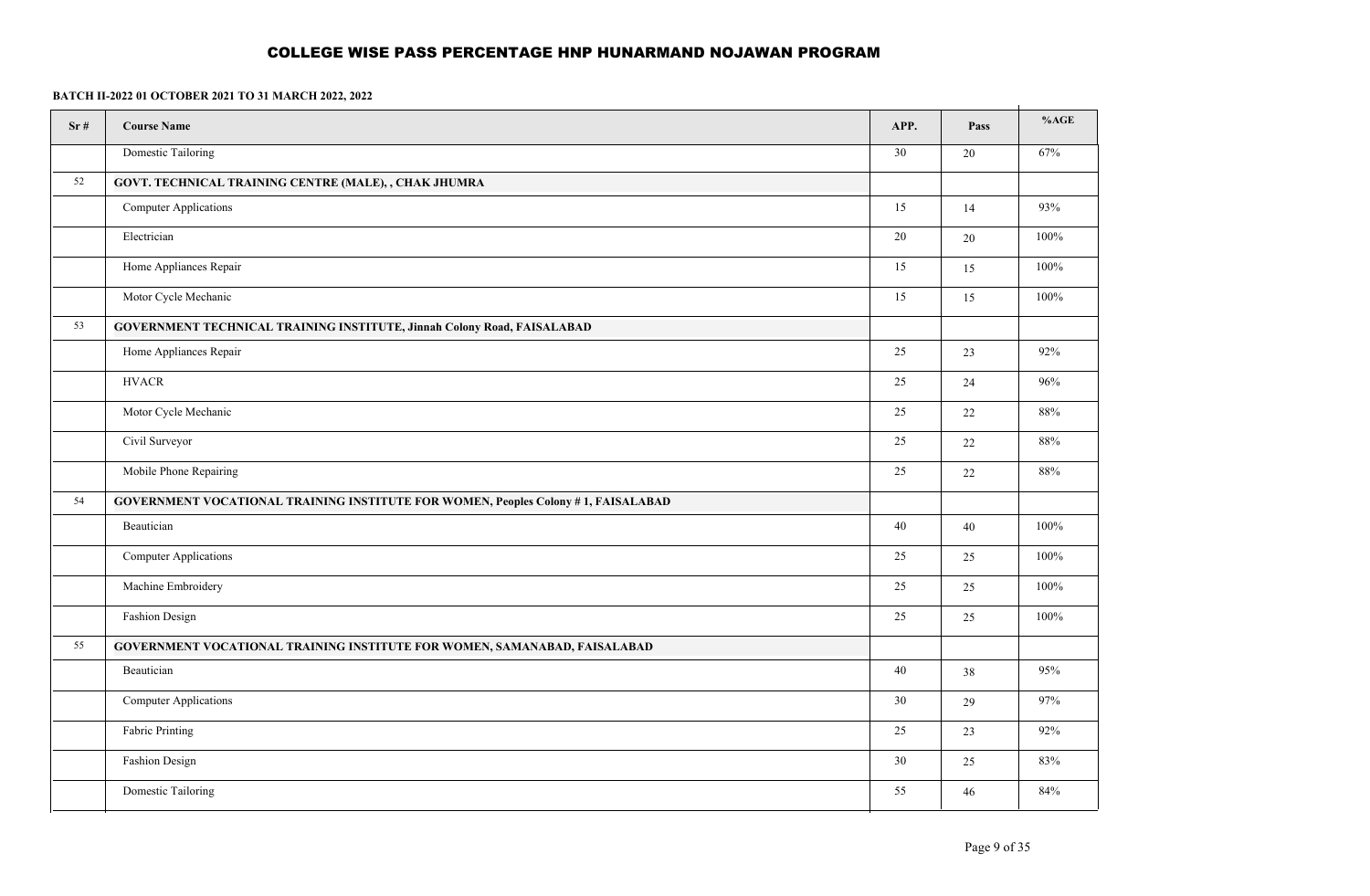# COLLEGE WISE PASS PERCENTAGE HNP HUNARMAND NOJAWAN PROGRAM

**BATCH II-2022 01 OCTOBER 2021 TO 31 MARCH 2022, 2022**

| Sr # | Course Name | APP. | Pass | %AGE |
|---|---|---|---|---|
| | Domestic Tailoring | 30 | 20 | 67% |
| 52 | **GOVT. TECHNICAL TRAINING CENTRE (MALE), , CHAK JHUMRA** | | | |
| | Computer Applications | 15 | 14 | 93% |
| | Electrician | 20 | 20 | 100% |
| | Home Appliances Repair | 15 | 15 | 100% |
| | Motor Cycle Mechanic | 15 | 15 | 100% |
| 53 | **GOVERNMENT TECHNICAL TRAINING INSTITUTE, Jinnah Colony Road, FAISALABAD** | | | |
| | Home Appliances Repair | 25 | 23 | 92% |
| | HVACR | 25 | 24 | 96% |
| | Motor Cycle Mechanic | 25 | 22 | 88% |
| | Civil Surveyor | 25 | 22 | 88% |
| | Mobile Phone Repairing | 25 | 22 | 88% |
| 54 | **GOVERNMENT VOCATIONAL TRAINING INSTITUTE FOR WOMEN, Peoples Colony # 1, FAISALABAD** | | | |
| | Beautician | 40 | 40 | 100% |
| | Computer Applications | 25 | 25 | 100% |
| | Machine Embroidery | 25 | 25 | 100% |
| | Fashion Design | 25 | 25 | 100% |
| 55 | **GOVERNMENT VOCATIONAL TRAINING INSTITUTE FOR WOMEN, SAMANABAD, FAISALABAD** | | | |
| | Beautician | 40 | 38 | 95% |
| | Computer Applications | 30 | 29 | 97% |
| | Fabric Printing | 25 | 23 | 92% |
| | Fashion Design | 30 | 25 | 83% |
| | Domestic Tailoring | 55 | 46 | 84% |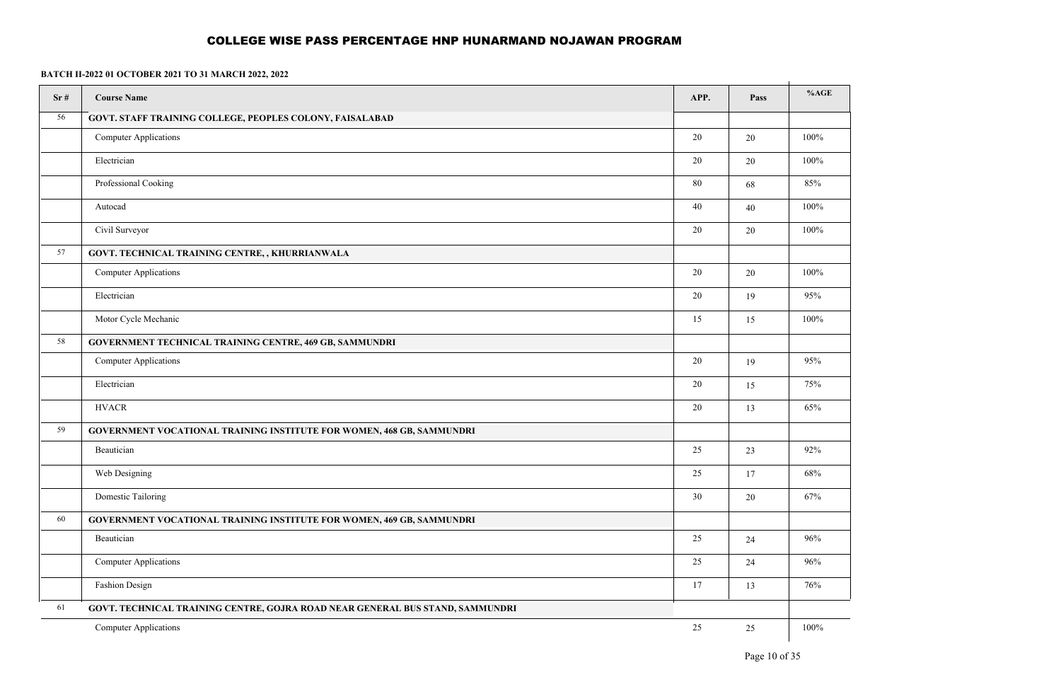# COLLEGE WISE PASS PERCENTAGE HNP HUNARMAND NOJAWAN PROGRAM

**BATCH II-2022 01 OCTOBER 2021 TO 31 MARCH 2022, 2022**

| Sr # | Course Name | APP. | Pass | %AGE |
|---|---|---|---|---|
| 56 | **GOVT. STAFF TRAINING COLLEGE, PEOPLES COLONY, FAISALABAD** | | | |
| | Computer Applications | 20 | 20 | 100% |
| | Electrician | 20 | 20 | 100% |
| | Professional Cooking | 80 | 68 | 85% |
| | Autocad | 40 | 40 | 100% |
| | Civil Surveyor | 20 | 20 | 100% |
| 57 | **GOVT. TECHNICAL TRAINING CENTRE, , KHURRIANWALA** | | | |
| | Computer Applications | 20 | 20 | 100% |
| | Electrician | 20 | 19 | 95% |
| | Motor Cycle Mechanic | 15 | 15 | 100% |
| 58 | **GOVERNMENT TECHNICAL TRAINING CENTRE, 469 GB, SAMMUNDRI** | | | |
| | Computer Applications | 20 | 19 | 95% |
| | Electrician | 20 | 15 | 75% |
| | HVACR | 20 | 13 | 65% |
| 59 | **GOVERNMENT VOCATIONAL TRAINING INSTITUTE FOR WOMEN, 468 GB, SAMMUNDRI** | | | |
| | Beautician | 25 | 23 | 92% |
| | Web Designing | 25 | 17 | 68% |
| | Domestic Tailoring | 30 | 20 | 67% |
| 60 | **GOVERNMENT VOCATIONAL TRAINING INSTITUTE FOR WOMEN, 469 GB, SAMMUNDRI** | | | |
| | Beautician | 25 | 24 | 96% |
| | Computer Applications | 25 | 24 | 96% |
| | Fashion Design | 17 | 13 | 76% |
| 61 | **GOVT. TECHNICAL TRAINING CENTRE, GOJRA ROAD NEAR GENERAL BUS STAND, SAMMUNDRI** | | | |
| | Computer Applications | 25 | 25 | 100% |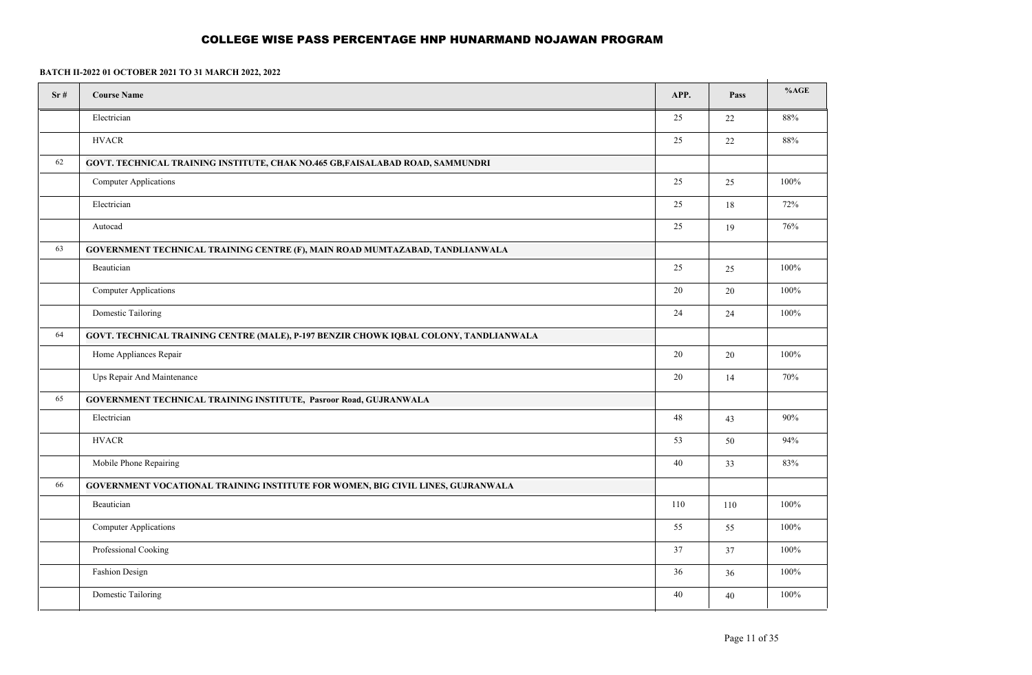# COLLEGE WISE PASS PERCENTAGE HNP HUNARMAND NOJAWAN PROGRAM

**BATCH II-2022 01 OCTOBER 2021 TO 31 MARCH 2022, 2022**

| Sr # | Course Name | APP. | Pass | %AGE |
|---|---|---|---|---|
| | Electrician | 25 | 22 | 88% |
| | HVACR | 25 | 22 | 88% |
| 62 | **GOVT. TECHNICAL TRAINING INSTITUTE, CHAK NO.465 GB,FAISALABAD ROAD, SAMMUNDRI** | | | |
| | Computer Applications | 25 | 25 | 100% |
| | Electrician | 25 | 18 | 72% |
| | Autocad | 25 | 19 | 76% |
| 63 | **GOVERNMENT TECHNICAL TRAINING CENTRE (F), MAIN ROAD MUMTAZABAD, TANDLIANWALA** | | | |
| | Beautician | 25 | 25 | 100% |
| | Computer Applications | 20 | 20 | 100% |
| | Domestic Tailoring | 24 | 24 | 100% |
| 64 | **GOVT. TECHNICAL TRAINING CENTRE (MALE), P-197 BENZIR CHOWK IQBAL COLONY, TANDLIANWALA** | | | |
| | Home Appliances Repair | 20 | 20 | 100% |
| | Ups Repair And Maintenance | 20 | 14 | 70% |
| 65 | **GOVERNMENT TECHNICAL TRAINING INSTITUTE, Pasroor Road, GUJRANWALA** | | | |
| | Electrician | 48 | 43 | 90% |
| | HVACR | 53 | 50 | 94% |
| | Mobile Phone Repairing | 40 | 33 | 83% |
| 66 | **GOVERNMENT VOCATIONAL TRAINING INSTITUTE FOR WOMEN, BIG CIVIL LINES, GUJRANWALA** | | | |
| | Beautician | 110 | 110 | 100% |
| | Computer Applications | 55 | 55 | 100% |
| | Professional Cooking | 37 | 37 | 100% |
| | Fashion Design | 36 | 36 | 100% |
| | Domestic Tailoring | 40 | 40 | 100% |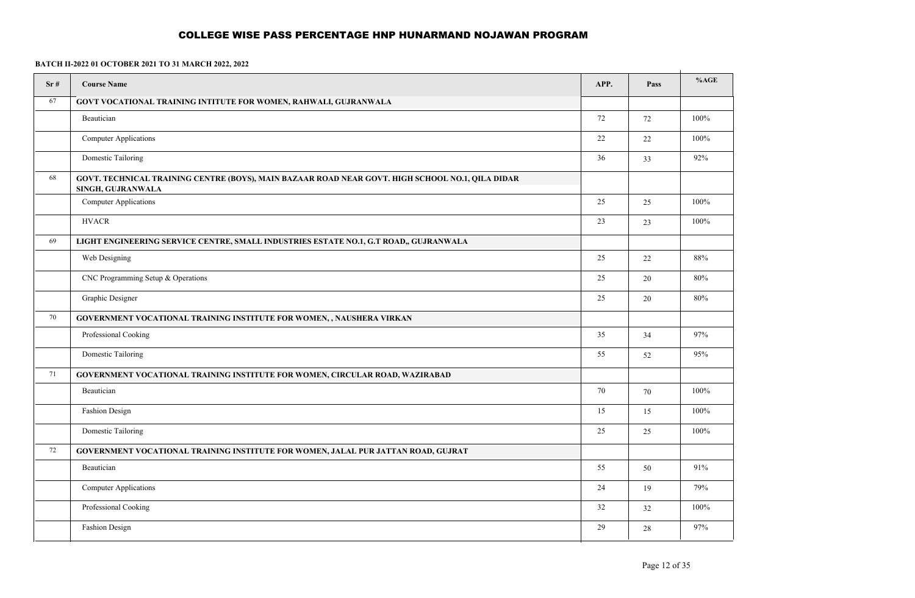## COLLEGE WISE PASS PERCENTAGE HNP HUNARMAND NOJAWAN PROGRAM

**BATCH II-2022 01 OCTOBER 2021 TO 31 MARCH 2022, 2022**

| Sr # | Course Name | APP. | Pass | %AGE |
|---|---|---|---|---|
| 67 | **GOVT VOCATIONAL TRAINING INTITUTE FOR WOMEN, RAHWALI, GUJRANWALA** | | | |
| | Beautician | 72 | 72 | 100% |
| | Computer Applications | 22 | 22 | 100% |
| | Domestic Tailoring | 36 | 33 | 92% |
| 68 | **GOVT. TECHNICAL TRAINING CENTRE (BOYS), MAIN BAZAAR ROAD NEAR GOVT. HIGH SCHOOL NO.1, QILA DIDAR SINGH, GUJRANWALA** | | | |
| | Computer Applications | 25 | 25 | 100% |
| | HVACR | 23 | 23 | 100% |
| 69 | **LIGHT ENGINEERING SERVICE CENTRE, SMALL INDUSTRIES ESTATE NO.1, G.T ROAD,, GUJRANWALA** | | | |
| | Web Designing | 25 | 22 | 88% |
| | CNC Programming Setup & Operations | 25 | 20 | 80% |
| | Graphic Designer | 25 | 20 | 80% |
| 70 | **GOVERNMENT VOCATIONAL TRAINING INSTITUTE FOR WOMEN, , NAUSHERA VIRKAN** | | | |
| | Professional Cooking | 35 | 34 | 97% |
| | Domestic Tailoring | 55 | 52 | 95% |
| 71 | **GOVERNMENT VOCATIONAL TRAINING INSTITUTE FOR WOMEN, CIRCULAR ROAD, WAZIRABAD** | | | |
| | Beautician | 70 | 70 | 100% |
| | Fashion Design | 15 | 15 | 100% |
| | Domestic Tailoring | 25 | 25 | 100% |
| 72 | **GOVERNMENT VOCATIONAL TRAINING INSTITUTE FOR WOMEN, JALAL PUR JATTAN ROAD, GUJRAT** | | | |
| | Beautician | 55 | 50 | 91% |
| | Computer Applications | 24 | 19 | 79% |
| | Professional Cooking | 32 | 32 | 100% |
| | Fashion Design | 29 | 28 | 97% |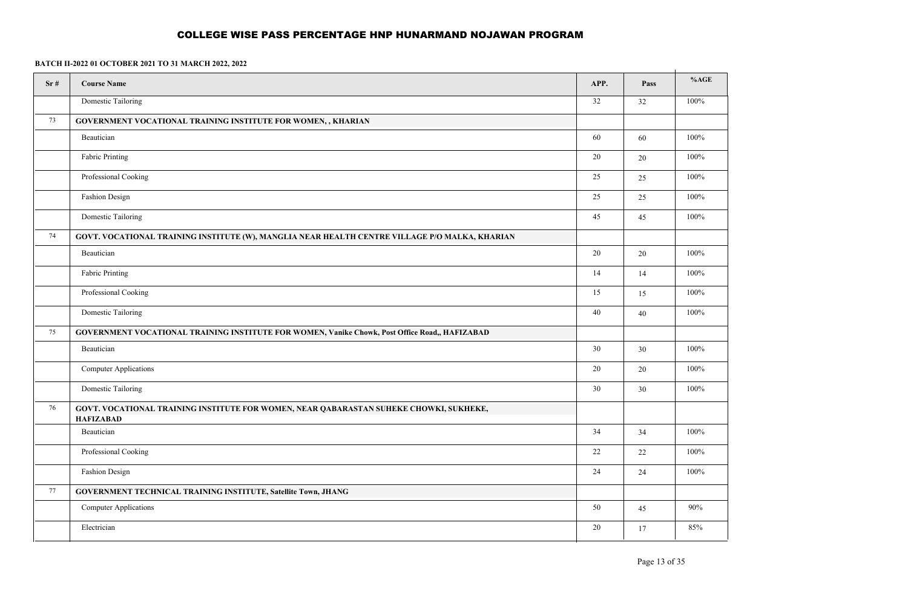# COLLEGE WISE PASS PERCENTAGE HNP HUNARMAND NOJAWAN PROGRAM

**BATCH II-2022 01 OCTOBER 2021 TO 31 MARCH 2022, 2022**

| Sr # | Course Name | APP. | Pass | %AGE |
|---|---|---|---|---|
| | Domestic Tailoring | 32 | 32 | 100% |
| 73 | **GOVERNMENT VOCATIONAL TRAINING INSTITUTE FOR WOMEN, , KHARIAN** | | | |
| | Beautician | 60 | 60 | 100% |
| | Fabric Printing | 20 | 20 | 100% |
| | Professional Cooking | 25 | 25 | 100% |
| | Fashion Design | 25 | 25 | 100% |
| | Domestic Tailoring | 45 | 45 | 100% |
| 74 | **GOVT. VOCATIONAL TRAINING INSTITUTE (W), MANGLIA NEAR HEALTH CENTRE VILLAGE P/O MALKA, KHARIAN** | | | |
| | Beautician | 20 | 20 | 100% |
| | Fabric Printing | 14 | 14 | 100% |
| | Professional Cooking | 15 | 15 | 100% |
| | Domestic Tailoring | 40 | 40 | 100% |
| 75 | **GOVERNMENT VOCATIONAL TRAINING INSTITUTE FOR WOMEN, Vanike Chowk, Post Office Road,, HAFIZABAD** | | | |
| | Beautician | 30 | 30 | 100% |
| | Computer Applications | 20 | 20 | 100% |
| | Domestic Tailoring | 30 | 30 | 100% |
| 76 | **GOVT. VOCATIONAL TRAINING INSTITUTE FOR WOMEN, NEAR QABARASTAN SUHEKE CHOWKI, SUKHEKE, HAFIZABAD** | | | |
| | Beautician | 34 | 34 | 100% |
| | Professional Cooking | 22 | 22 | 100% |
| | Fashion Design | 24 | 24 | 100% |
| 77 | **GOVERNMENT TECHNICAL TRAINING INSTITUTE, Satellite Town, JHANG** | | | |
| | Computer Applications | 50 | 45 | 90% |
| | Electrician | 20 | 17 | 85% |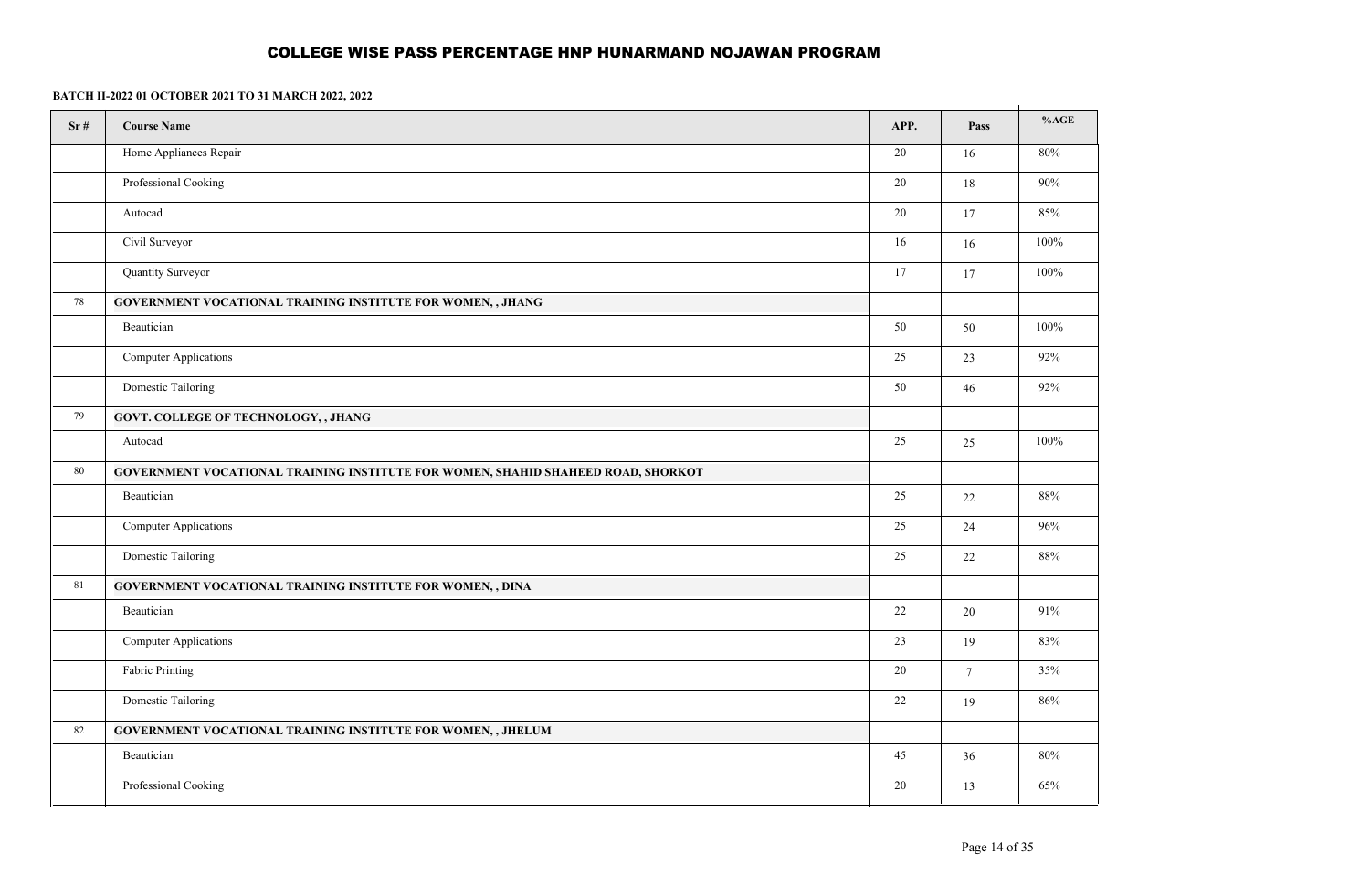# COLLEGE WISE PASS PERCENTAGE HNP HUNARMAND NOJAWAN PROGRAM

**BATCH II-2022 01 OCTOBER 2021 TO 31 MARCH 2022, 2022**

| Sr # | Course Name | APP. | Pass | %AGE |
|---|---|---|---|---|
| | Home Appliances Repair | 20 | 16 | 80% |
| | Professional Cooking | 20 | 18 | 90% |
| | Autocad | 20 | 17 | 85% |
| | Civil Surveyor | 16 | 16 | 100% |
| | Quantity Surveyor | 17 | 17 | 100% |
| 78 | **GOVERNMENT VOCATIONAL TRAINING INSTITUTE FOR WOMEN, , JHANG** | | | |
| | Beautician | 50 | 50 | 100% |
| | Computer Applications | 25 | 23 | 92% |
| | Domestic Tailoring | 50 | 46 | 92% |
| 79 | **GOVT. COLLEGE OF TECHNOLOGY, , JHANG** | | | |
| | Autocad | 25 | 25 | 100% |
| 80 | **GOVERNMENT VOCATIONAL TRAINING INSTITUTE FOR WOMEN, SHAHID SHAHEED ROAD, SHORKOT** | | | |
| | Beautician | 25 | 22 | 88% |
| | Computer Applications | 25 | 24 | 96% |
| | Domestic Tailoring | 25 | 22 | 88% |
| 81 | **GOVERNMENT VOCATIONAL TRAINING INSTITUTE FOR WOMEN, , DINA** | | | |
| | Beautician | 22 | 20 | 91% |
| | Computer Applications | 23 | 19 | 83% |
| | Fabric Printing | 20 | 7 | 35% |
| | Domestic Tailoring | 22 | 19 | 86% |
| 82 | **GOVERNMENT VOCATIONAL TRAINING INSTITUTE FOR WOMEN, , JHELUM** | | | |
| | Beautician | 45 | 36 | 80% |
| | Professional Cooking | 20 | 13 | 65% |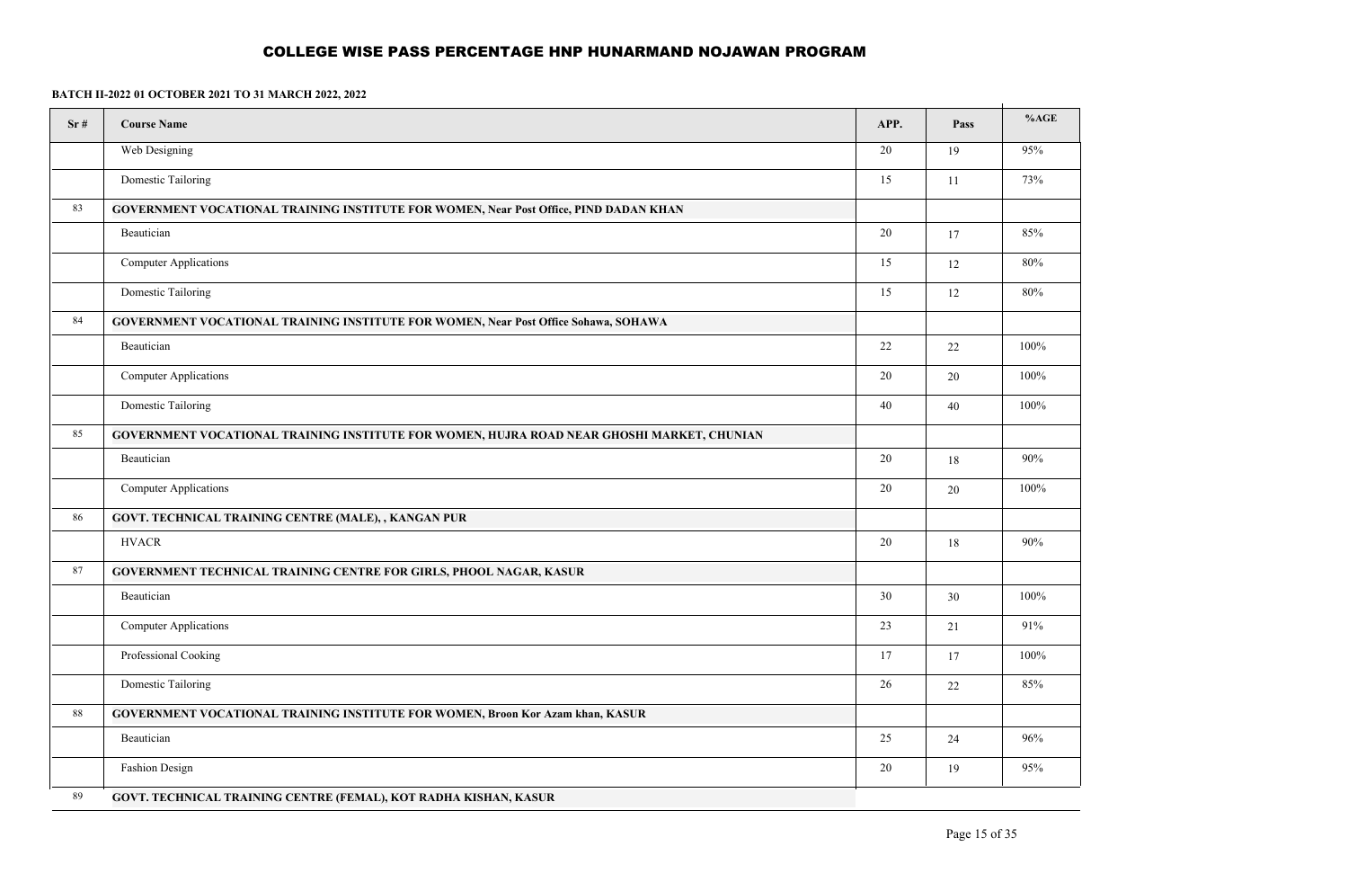## COLLEGE WISE PASS PERCENTAGE HNP HUNARMAND NOJAWAN PROGRAM

**BATCH II-2022 01 OCTOBER 2021 TO 31 MARCH 2022, 2022**

| Sr # | Course Name | APP. | Pass | %AGE |
|---|---|---|---|---|
| | Web Designing | 20 | 19 | 95% |
| | Domestic Tailoring | 15 | 11 | 73% |
| 83 | **GOVERNMENT VOCATIONAL TRAINING INSTITUTE FOR WOMEN, Near Post Office, PIND DADAN KHAN** | | | |
| | Beautician | 20 | 17 | 85% |
| | Computer Applications | 15 | 12 | 80% |
| | Domestic Tailoring | 15 | 12 | 80% |
| 84 | **GOVERNMENT VOCATIONAL TRAINING INSTITUTE FOR WOMEN, Near Post Office Sohawa, SOHAWA** | | | |
| | Beautician | 22 | 22 | 100% |
| | Computer Applications | 20 | 20 | 100% |
| | Domestic Tailoring | 40 | 40 | 100% |
| 85 | **GOVERNMENT VOCATIONAL TRAINING INSTITUTE FOR WOMEN, HUJRA ROAD NEAR GHOSHI MARKET, CHUNIAN** | | | |
| | Beautician | 20 | 18 | 90% |
| | Computer Applications | 20 | 20 | 100% |
| 86 | **GOVT. TECHNICAL TRAINING CENTRE (MALE), , KANGAN PUR** | | | |
| | HVACR | 20 | 18 | 90% |
| 87 | **GOVERNMENT TECHNICAL TRAINING CENTRE FOR GIRLS, PHOOL NAGAR, KASUR** | | | |
| | Beautician | 30 | 30 | 100% |
| | Computer Applications | 23 | 21 | 91% |
| | Professional Cooking | 17 | 17 | 100% |
| | Domestic Tailoring | 26 | 22 | 85% |
| 88 | **GOVERNMENT VOCATIONAL TRAINING INSTITUTE FOR WOMEN, Broon Kor Azam khan, KASUR** | | | |
| | Beautician | 25 | 24 | 96% |
| | Fashion Design | 20 | 19 | 95% |
| 89 | **GOVT. TECHNICAL TRAINING CENTRE (FEMAL), KOT RADHA KISHAN, KASUR** | | | |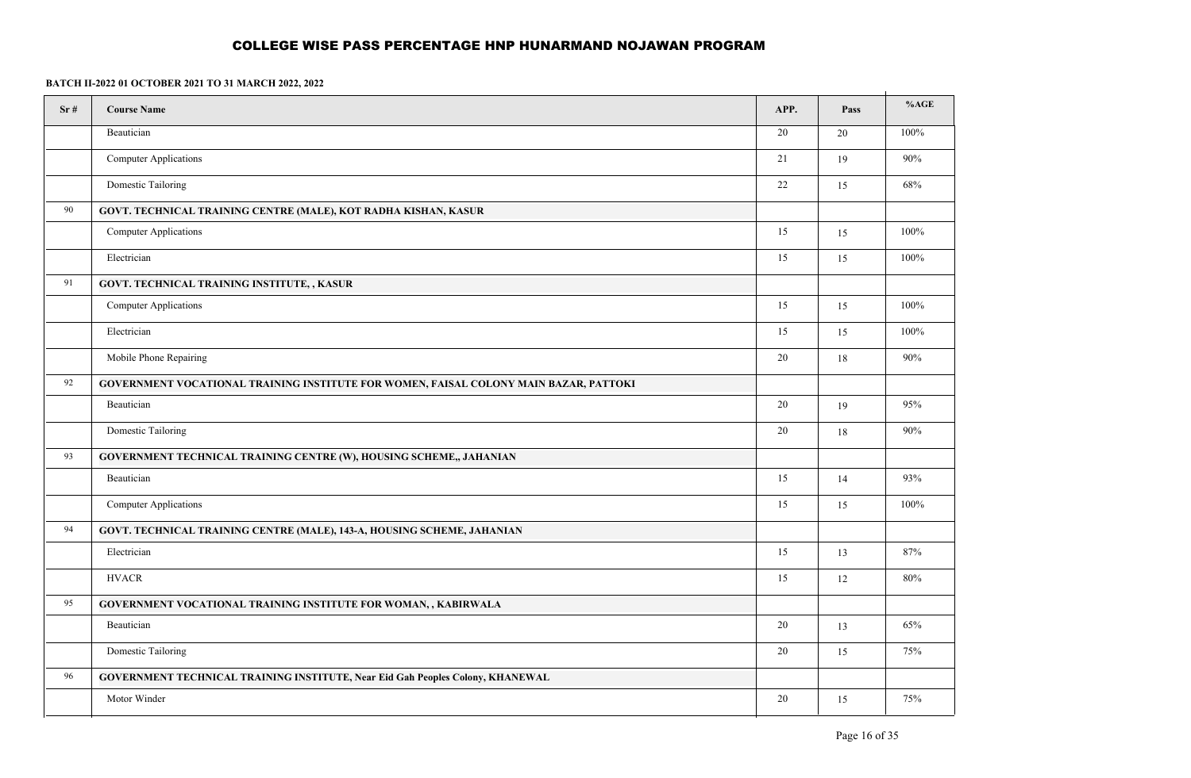# COLLEGE WISE PASS PERCENTAGE HNP HUNARMAND NOJAWAN PROGRAM

**BATCH II-2022 01 OCTOBER 2021 TO 31 MARCH 2022, 2022**

| Sr # | Course Name | APP. | Pass | %AGE |
|---|---|---|---|---|
| | Beautician | 20 | 20 | 100% |
| | Computer Applications | 21 | 19 | 90% |
| | Domestic Tailoring | 22 | 15 | 68% |
| 90 | **GOVT. TECHNICAL TRAINING CENTRE (MALE), KOT RADHA KISHAN, KASUR** | | | |
| | Computer Applications | 15 | 15 | 100% |
| | Electrician | 15 | 15 | 100% |
| 91 | **GOVT. TECHNICAL TRAINING INSTITUTE, , KASUR** | | | |
| | Computer Applications | 15 | 15 | 100% |
| | Electrician | 15 | 15 | 100% |
| | Mobile Phone Repairing | 20 | 18 | 90% |
| 92 | **GOVERNMENT VOCATIONAL TRAINING INSTITUTE FOR WOMEN, FAISAL COLONY MAIN BAZAR, PATTOKI** | | | |
| | Beautician | 20 | 19 | 95% |
| | Domestic Tailoring | 20 | 18 | 90% |
| 93 | **GOVERNMENT TECHNICAL TRAINING CENTRE (W), HOUSING SCHEME,, JAHANIAN** | | | |
| | Beautician | 15 | 14 | 93% |
| | Computer Applications | 15 | 15 | 100% |
| 94 | **GOVT. TECHNICAL TRAINING CENTRE (MALE), 143-A, HOUSING SCHEME, JAHANIAN** | | | |
| | Electrician | 15 | 13 | 87% |
| | HVACR | 15 | 12 | 80% |
| 95 | **GOVERNMENT VOCATIONAL TRAINING INSTITUTE FOR WOMAN, , KABIRWALA** | | | |
| | Beautician | 20 | 13 | 65% |
| | Domestic Tailoring | 20 | 15 | 75% |
| 96 | **GOVERNMENT TECHNICAL TRAINING INSTITUTE, Near Eid Gah Peoples Colony, KHANEWAL** | | | |
| | Motor Winder | 20 | 15 | 75% |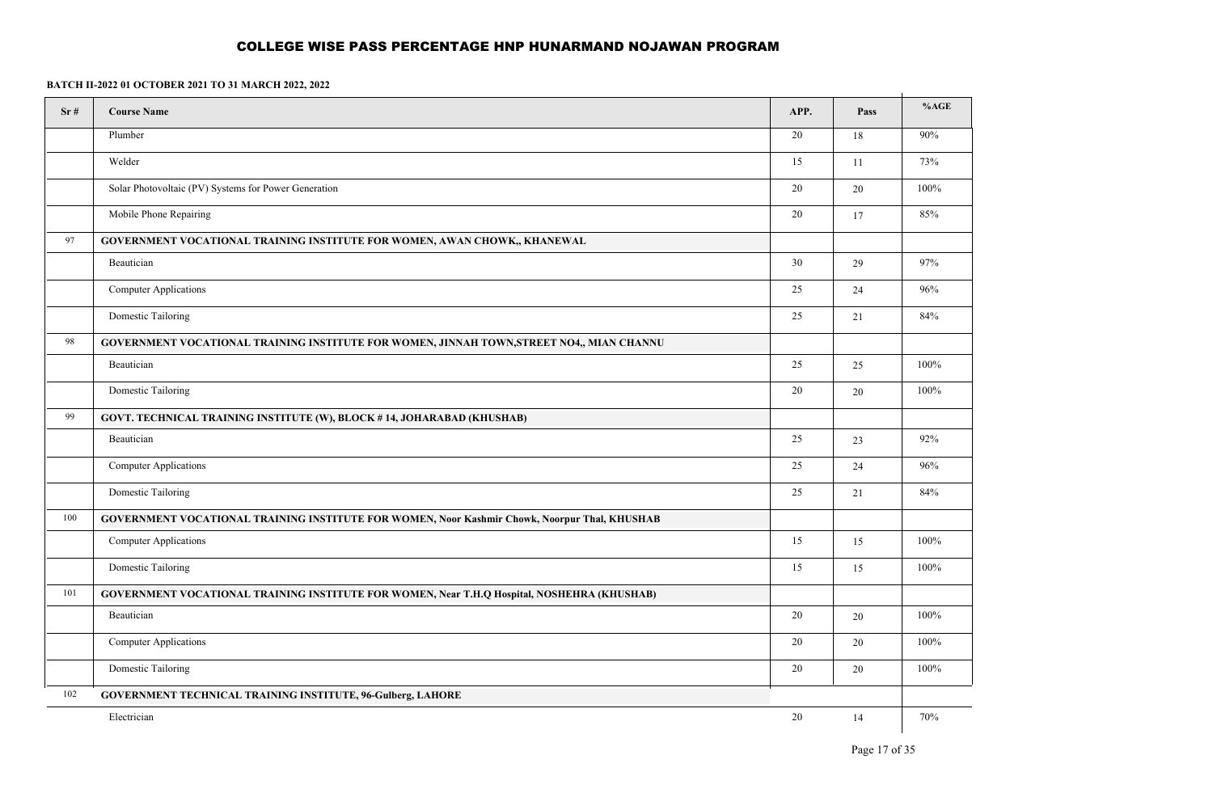# COLLEGE WISE PASS PERCENTAGE HNP HUNARMAND NOJAWAN PROGRAM

**BATCH II-2022 01 OCTOBER 2021 TO 31 MARCH 2022, 2022**

| Sr # | Course Name | APP. | Pass | %AGE |
|---|---|---|---|---|
| | Plumber | 20 | 18 | 90% |
| | Welder | 15 | 11 | 73% |
| | Solar Photovoltaic (PV) Systems for Power Generation | 20 | 20 | 100% |
| | Mobile Phone Repairing | 20 | 17 | 85% |
| 97 | **GOVERNMENT VOCATIONAL TRAINING INSTITUTE FOR WOMEN, AWAN CHOWK,, KHANEWAL** | | | |
| | Beautician | 30 | 29 | 97% |
| | Computer Applications | 25 | 24 | 96% |
| | Domestic Tailoring | 25 | 21 | 84% |
| 98 | **GOVERNMENT VOCATIONAL TRAINING INSTITUTE FOR WOMEN, JINNAH TOWN,STREET NO4,, MIAN CHANNU** | | | |
| | Beautician | 25 | 25 | 100% |
| | Domestic Tailoring | 20 | 20 | 100% |
| 99 | **GOVT. TECHNICAL TRAINING INSTITUTE (W), BLOCK # 14, JOHARABAD (KHUSHAB)** | | | |
| | Beautician | 25 | 23 | 92% |
| | Computer Applications | 25 | 24 | 96% |
| | Domestic Tailoring | 25 | 21 | 84% |
| 100 | **GOVERNMENT VOCATIONAL TRAINING INSTITUTE FOR WOMEN, Noor Kashmir Chowk, Noorpur Thal, KHUSHAB** | | | |
| | Computer Applications | 15 | 15 | 100% |
| | Domestic Tailoring | 15 | 15 | 100% |
| 101 | **GOVERNMENT VOCATIONAL TRAINING INSTITUTE FOR WOMEN, Near T.H.Q Hospital, NOSHEHRA (KHUSHAB)** | | | |
| | Beautician | 20 | 20 | 100% |
| | Computer Applications | 20 | 20 | 100% |
| | Domestic Tailoring | 20 | 20 | 100% |
| 102 | **GOVERNMENT TECHNICAL TRAINING INSTITUTE, 96-Gulberg, LAHORE** | | | |
| | Electrician | 20 | 14 | 70% |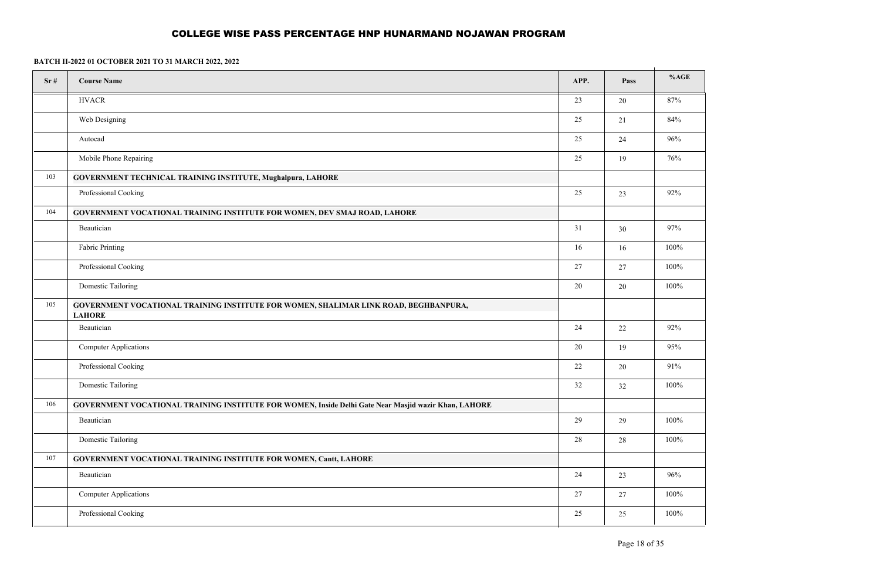# COLLEGE WISE PASS PERCENTAGE HNP HUNARMAND NOJAWAN PROGRAM

**BATCH II-2022 01 OCTOBER 2021 TO 31 MARCH 2022, 2022**

| Sr # | Course Name | APP. | Pass | %AGE |
|---|---|---|---|---|
| | HVACR | 23 | 20 | 87% |
| | Web Designing | 25 | 21 | 84% |
| | Autocad | 25 | 24 | 96% |
| | Mobile Phone Repairing | 25 | 19 | 76% |
| 103 | **GOVERNMENT TECHNICAL TRAINING INSTITUTE, Mughalpura, LAHORE** | | | |
| | Professional Cooking | 25 | 23 | 92% |
| 104 | **GOVERNMENT VOCATIONAL TRAINING INSTITUTE FOR WOMEN, DEV SMAJ ROAD, LAHORE** | | | |
| | Beautician | 31 | 30 | 97% |
| | Fabric Printing | 16 | 16 | 100% |
| | Professional Cooking | 27 | 27 | 100% |
| | Domestic Tailoring | 20 | 20 | 100% |
| 105 | **GOVERNMENT VOCATIONAL TRAINING INSTITUTE FOR WOMEN, SHALIMAR LINK ROAD, BEGHBANPURA, LAHORE** | | | |
| | Beautician | 24 | 22 | 92% |
| | Computer Applications | 20 | 19 | 95% |
| | Professional Cooking | 22 | 20 | 91% |
| | Domestic Tailoring | 32 | 32 | 100% |
| 106 | **GOVERNMENT VOCATIONAL TRAINING INSTITUTE FOR WOMEN, Inside Delhi Gate Near Masjid wazir Khan, LAHORE** | | | |
| | Beautician | 29 | 29 | 100% |
| | Domestic Tailoring | 28 | 28 | 100% |
| 107 | **GOVERNMENT VOCATIONAL TRAINING INSTITUTE FOR WOMEN, Cantt, LAHORE** | | | |
| | Beautician | 24 | 23 | 96% |
| | Computer Applications | 27 | 27 | 100% |
| | Professional Cooking | 25 | 25 | 100% |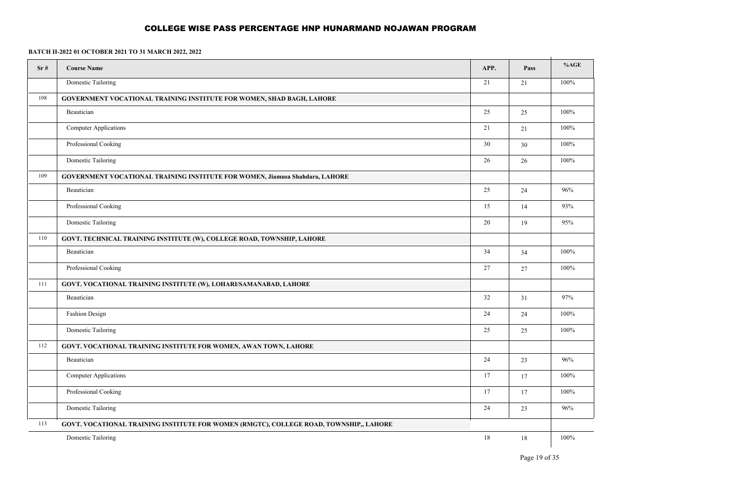# COLLEGE WISE PASS PERCENTAGE HNP HUNARMAND NOJAWAN PROGRAM

**BATCH II-2022 01 OCTOBER 2021 TO 31 MARCH 2022, 2022**

| Sr # | Course Name | APP. | Pass | %AGE |
|---|---|---|---|---|
| | Domestic Tailoring | 21 | 21 | 100% |
| 108 | **GOVERNMENT VOCATIONAL TRAINING INSTITUTE FOR WOMEN, SHAD BAGH, LAHORE** | | | |
| | Beautician | 25 | 25 | 100% |
| | Computer Applications | 21 | 21 | 100% |
| | Professional Cooking | 30 | 30 | 100% |
| | Domestic Tailoring | 26 | 26 | 100% |
| 109 | **GOVERNMENT VOCATIONAL TRAINING INSTITUTE FOR WOMEN, Jiamusa Shahdara, LAHORE** | | | |
| | Beautician | 25 | 24 | 96% |
| | Professional Cooking | 15 | 14 | 93% |
| | Domestic Tailoring | 20 | 19 | 95% |
| 110 | **GOVT. TECHNICAL TRAINING INSTITUTE (W), COLLEGE ROAD, TOWNSHIP, LAHORE** | | | |
| | Beautician | 34 | 34 | 100% |
| | Professional Cooking | 27 | 27 | 100% |
| 111 | **GOVT. VOCATIONAL TRAINING INSTITUTE (W), LOHARI/SAMANABAD, LAHORE** | | | |
| | Beautician | 32 | 31 | 97% |
| | Fashion Design | 24 | 24 | 100% |
| | Domestic Tailoring | 25 | 25 | 100% |
| 112 | **GOVT. VOCATIONAL TRAINING INSTITUTE FOR WOMEN, AWAN TOWN, LAHORE** | | | |
| | Beautician | 24 | 23 | 96% |
| | Computer Applications | 17 | 17 | 100% |
| | Professional Cooking | 17 | 17 | 100% |
| | Domestic Tailoring | 24 | 23 | 96% |
| 113 | **GOVT. VOCATIONAL TRAINING INSTITUTE FOR WOMEN (RMGTC), COLLEGE ROAD, TOWNSHIP,, LAHORE** | | | |
| | Domestic Tailoring | 18 | 18 | 100% |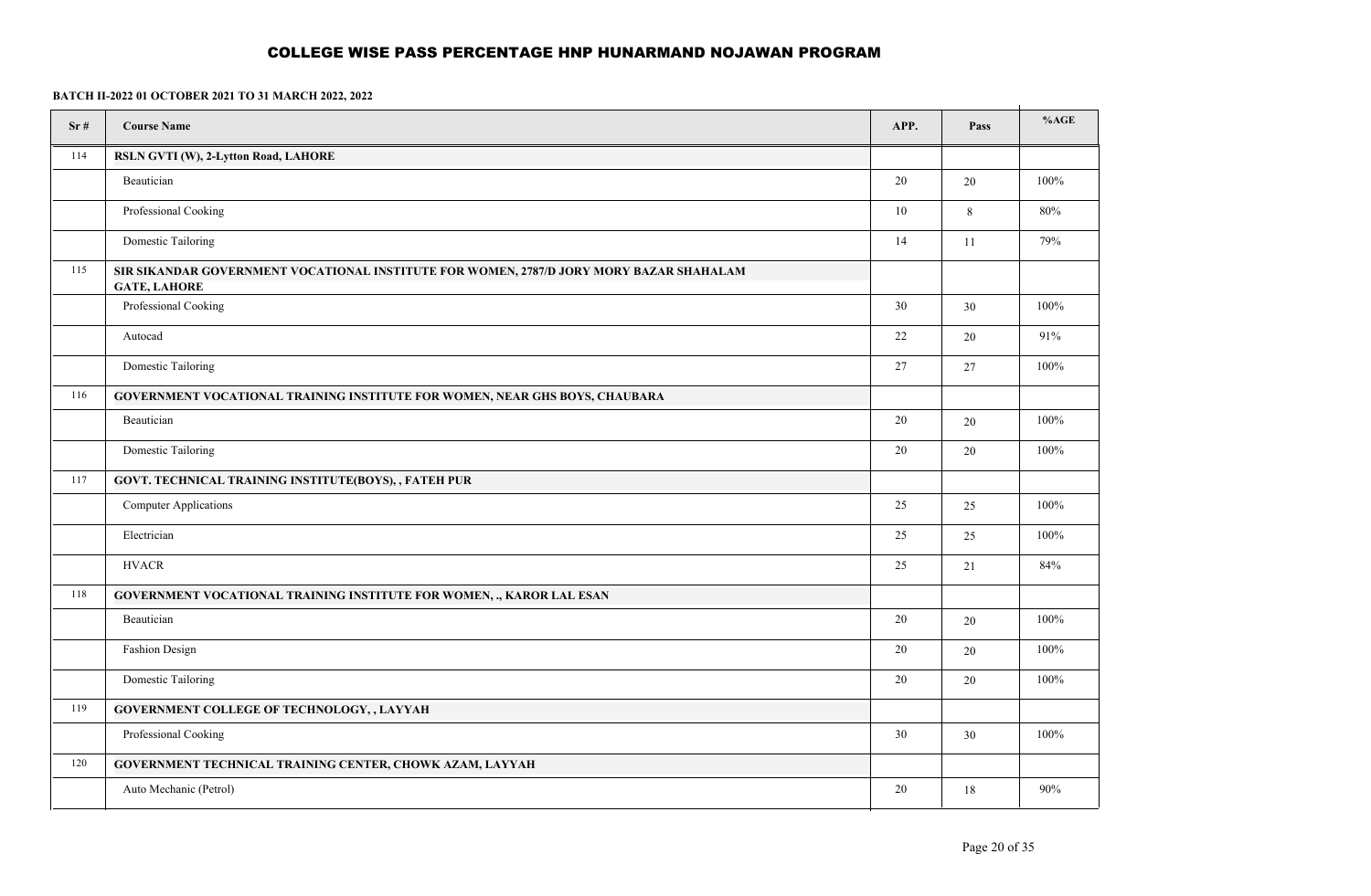# COLLEGE WISE PASS PERCENTAGE HNP HUNARMAND NOJAWAN PROGRAM

**BATCH II-2022 01 OCTOBER 2021 TO 31 MARCH 2022, 2022**

| Sr # | Course Name | APP. | Pass | %AGE |
|---|---|---|---|---|
| 114 | **RSLN GVTI (W), 2-Lytton Road, LAHORE** | | | |
| | Beautician | 20 | 20 | 100% |
| | Professional Cooking | 10 | 8 | 80% |
| | Domestic Tailoring | 14 | 11 | 79% |
| 115 | **SIR SIKANDAR GOVERNMENT VOCATIONAL INSTITUTE FOR WOMEN, 2787/D JORY MORY BAZAR SHAHALAM GATE, LAHORE** | | | |
| | Professional Cooking | 30 | 30 | 100% |
| | Autocad | 22 | 20 | 91% |
| | Domestic Tailoring | 27 | 27 | 100% |
| 116 | **GOVERNMENT VOCATIONAL TRAINING INSTITUTE FOR WOMEN, NEAR GHS BOYS, CHAUBARA** | | | |
| | Beautician | 20 | 20 | 100% |
| | Domestic Tailoring | 20 | 20 | 100% |
| 117 | **GOVT. TECHNICAL TRAINING INSTITUTE(BOYS), , FATEH PUR** | | | |
| | Computer Applications | 25 | 25 | 100% |
| | Electrician | 25 | 25 | 100% |
| | HVACR | 25 | 21 | 84% |
| 118 | **GOVERNMENT VOCATIONAL TRAINING INSTITUTE FOR WOMEN, ., KAROR LAL ESAN** | | | |
| | Beautician | 20 | 20 | 100% |
| | Fashion Design | 20 | 20 | 100% |
| | Domestic Tailoring | 20 | 20 | 100% |
| 119 | **GOVERNMENT COLLEGE OF TECHNOLOGY, , LAYYAH** | | | |
| | Professional Cooking | 30 | 30 | 100% |
| 120 | **GOVERNMENT TECHNICAL TRAINING CENTER, CHOWK AZAM, LAYYAH** | | | |
| | Auto Mechanic (Petrol) | 20 | 18 | 90% |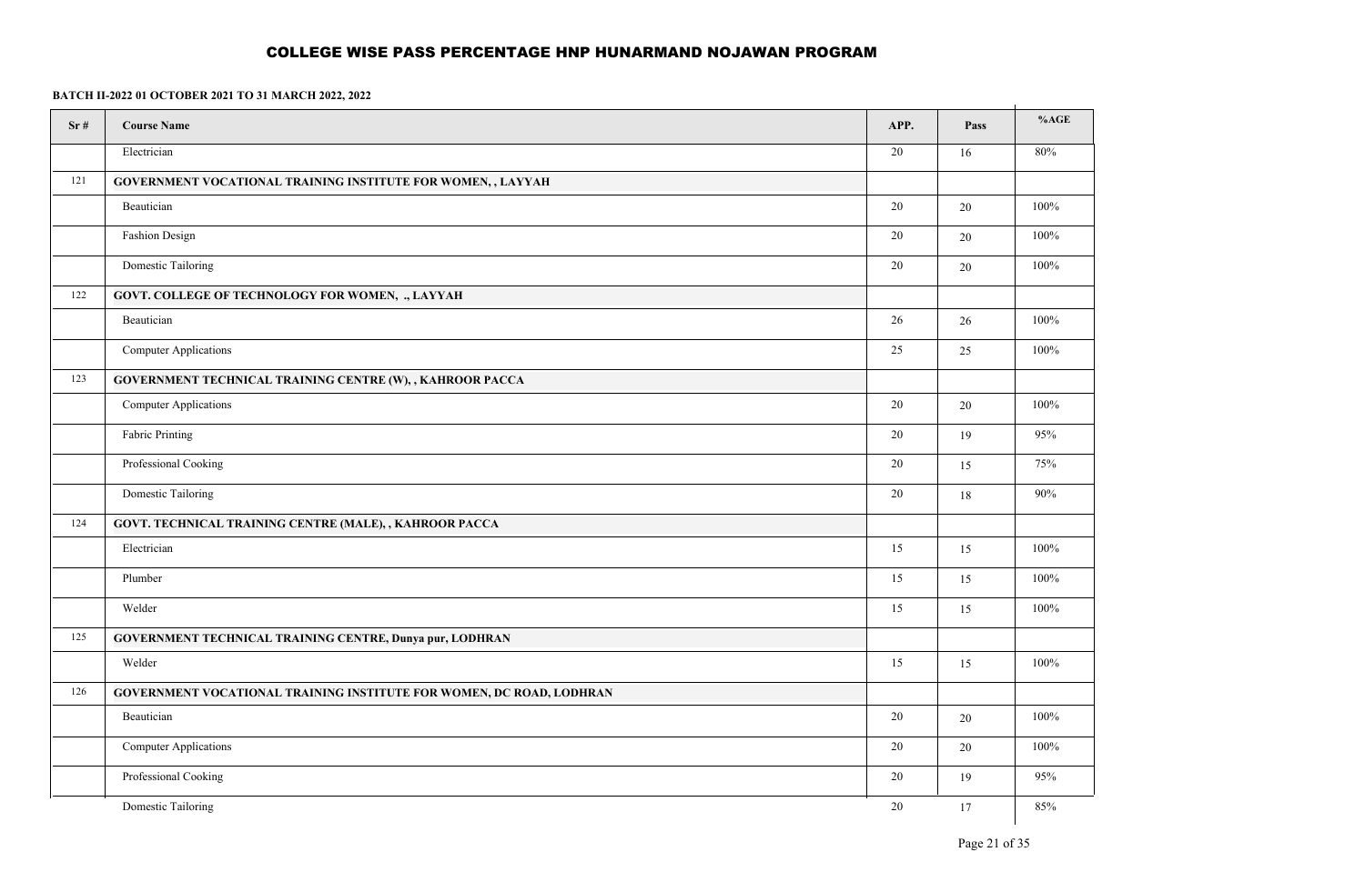# COLLEGE WISE PASS PERCENTAGE HNP HUNARMAND NOJAWAN PROGRAM

**BATCH II-2022 01 OCTOBER 2021 TO 31 MARCH 2022, 2022**

| Sr # | Course Name | APP. | Pass | %AGE |
|---|---|---|---|---|
| | Electrician | 20 | 16 | 80% |
| 121 | **GOVERNMENT VOCATIONAL TRAINING INSTITUTE FOR WOMEN, , LAYYAH** | | | |
| | Beautician | 20 | 20 | 100% |
| | Fashion Design | 20 | 20 | 100% |
| | Domestic Tailoring | 20 | 20 | 100% |
| 122 | **GOVT. COLLEGE OF TECHNOLOGY FOR WOMEN, ., LAYYAH** | | | |
| | Beautician | 26 | 26 | 100% |
| | Computer Applications | 25 | 25 | 100% |
| 123 | **GOVERNMENT TECHNICAL TRAINING CENTRE (W), , KAHROOR PACCA** | | | |
| | Computer Applications | 20 | 20 | 100% |
| | Fabric Printing | 20 | 19 | 95% |
| | Professional Cooking | 20 | 15 | 75% |
| | Domestic Tailoring | 20 | 18 | 90% |
| 124 | **GOVT. TECHNICAL TRAINING CENTRE (MALE), , KAHROOR PACCA** | | | |
| | Electrician | 15 | 15 | 100% |
| | Plumber | 15 | 15 | 100% |
| | Welder | 15 | 15 | 100% |
| 125 | **GOVERNMENT TECHNICAL TRAINING CENTRE, Dunya pur, LODHRAN** | | | |
| | Welder | 15 | 15 | 100% |
| 126 | **GOVERNMENT VOCATIONAL TRAINING INSTITUTE FOR WOMEN, DC ROAD, LODHRAN** | | | |
| | Beautician | 20 | 20 | 100% |
| | Computer Applications | 20 | 20 | 100% |
| | Professional Cooking | 20 | 19 | 95% |
| | Domestic Tailoring | 20 | 17 | 85% |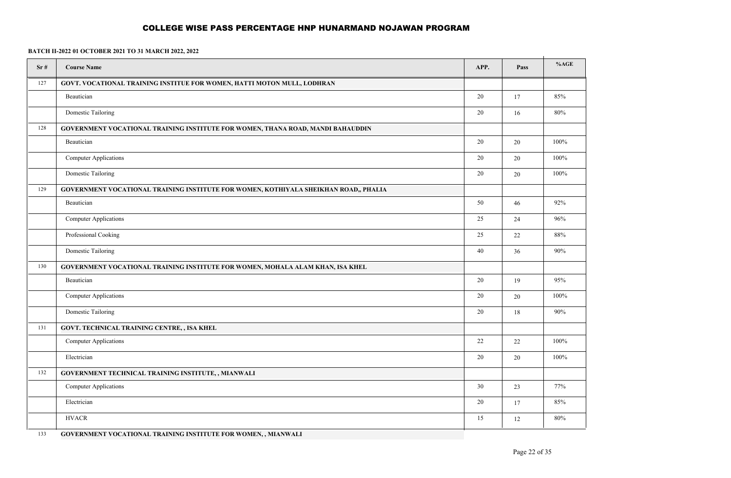# COLLEGE WISE PASS PERCENTAGE HNP HUNARMAND NOJAWAN PROGRAM

**BATCH II-2022 01 OCTOBER 2021 TO 31 MARCH 2022, 2022**

| Sr # | Course Name | APP. | Pass | %AGE |
|---|---|---|---|---|
| 127 | **GOVT. VOCATIONAL TRAINING INSTITUE FOR WOMEN, HATTI MOTON MULL, LODHRAN** | | | |
| | Beautician | 20 | 17 | 85% |
| | Domestic Tailoring | 20 | 16 | 80% |
| 128 | **GOVERNMENT VOCATIONAL TRAINING INSTITUTE FOR WOMEN, THANA ROAD, MANDI BAHAUDDIN** | | | |
| | Beautician | 20 | 20 | 100% |
| | Computer Applications | 20 | 20 | 100% |
| | Domestic Tailoring | 20 | 20 | 100% |
| 129 | **GOVERNMENT VOCATIONAL TRAINING INSTITUTE FOR WOMEN, KOTHIYALA SHEIKHAN ROAD,, PHALIA** | | | |
| | Beautician | 50 | 46 | 92% |
| | Computer Applications | 25 | 24 | 96% |
| | Professional Cooking | 25 | 22 | 88% |
| | Domestic Tailoring | 40 | 36 | 90% |
| 130 | **GOVERNMENT VOCATIONAL TRAINING INSTITUTE FOR WOMEN, MOHALA ALAM KHAN, ISA KHEL** | | | |
| | Beautician | 20 | 19 | 95% |
| | Computer Applications | 20 | 20 | 100% |
| | Domestic Tailoring | 20 | 18 | 90% |
| 131 | **GOVT. TECHNICAL TRAINING CENTRE, , ISA KHEL** | | | |
| | Computer Applications | 22 | 22 | 100% |
| | Electrician | 20 | 20 | 100% |
| 132 | **GOVERNMENT TECHNICAL TRAINING INSTITUTE, , MIANWALI** | | | |
| | Computer Applications | 30 | 23 | 77% |
| | Electrician | 20 | 17 | 85% |
| | HVACR | 15 | 12 | 80% |
| 133 | **GOVERNMENT VOCATIONAL TRAINING INSTITUTE FOR WOMEN, , MIANWALI** | | | |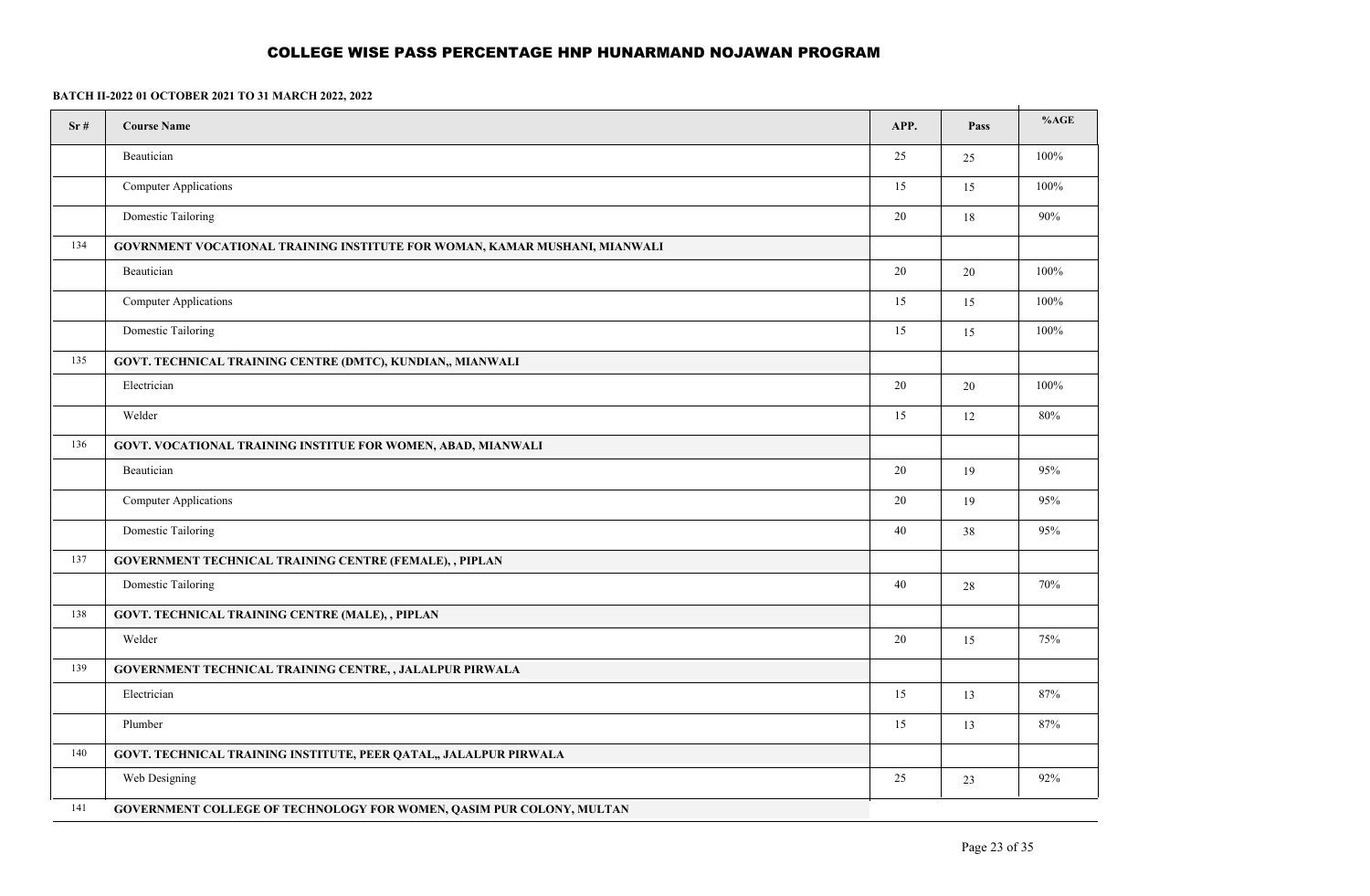# COLLEGE WISE PASS PERCENTAGE HNP HUNARMAND NOJAWAN PROGRAM

**BATCH II-2022 01 OCTOBER 2021 TO 31 MARCH 2022, 2022**

| Sr # | Course Name | APP. | Pass | %AGE |
|---|---|---|---|---|
| | Beautician | 25 | 25 | 100% |
| | Computer Applications | 15 | 15 | 100% |
| | Domestic Tailoring | 20 | 18 | 90% |
| 134 | **GOVRNMENT VOCATIONAL TRAINING INSTITUTE FOR WOMAN, KAMAR MUSHANI, MIANWALI** | | | |
| | Beautician | 20 | 20 | 100% |
| | Computer Applications | 15 | 15 | 100% |
| | Domestic Tailoring | 15 | 15 | 100% |
| 135 | **GOVT. TECHNICAL TRAINING CENTRE (DMTC), KUNDIAN,, MIANWALI** | | | |
| | Electrician | 20 | 20 | 100% |
| | Welder | 15 | 12 | 80% |
| 136 | **GOVT. VOCATIONAL TRAINING INSTITUE FOR WOMEN, ABAD, MIANWALI** | | | |
| | Beautician | 20 | 19 | 95% |
| | Computer Applications | 20 | 19 | 95% |
| | Domestic Tailoring | 40 | 38 | 95% |
| 137 | **GOVERNMENT TECHNICAL TRAINING CENTRE (FEMALE), , PIPLAN** | | | |
| | Domestic Tailoring | 40 | 28 | 70% |
| 138 | **GOVT. TECHNICAL TRAINING CENTRE (MALE), , PIPLAN** | | | |
| | Welder | 20 | 15 | 75% |
| 139 | **GOVERNMENT TECHNICAL TRAINING CENTRE, , JALALPUR PIRWALA** | | | |
| | Electrician | 15 | 13 | 87% |
| | Plumber | 15 | 13 | 87% |
| 140 | **GOVT. TECHNICAL TRAINING INSTITUTE, PEER QATAL,, JALALPUR PIRWALA** | | | |
| | Web Designing | 25 | 23 | 92% |
| 141 | **GOVERNMENT COLLEGE OF TECHNOLOGY FOR WOMEN, QASIM PUR COLONY, MULTAN** | | | |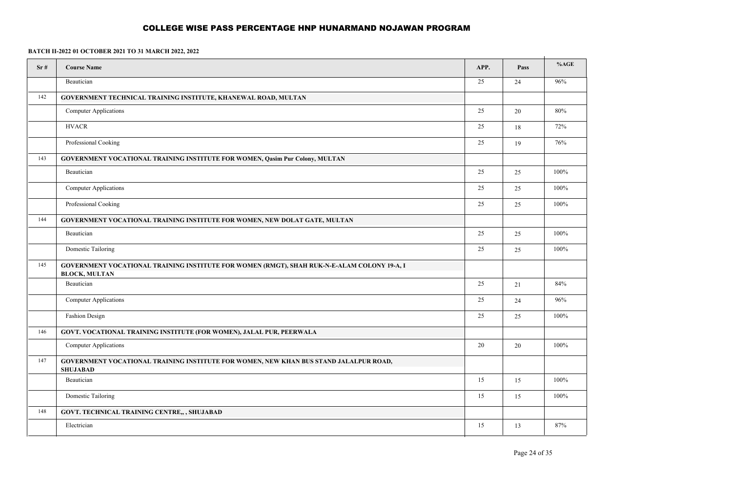## COLLEGE WISE PASS PERCENTAGE HNP HUNARMAND NOJAWAN PROGRAM

**BATCH II-2022 01 OCTOBER 2021 TO 31 MARCH 2022, 2022**

| Sr # | Course Name | APP. | Pass | %AGE |
|---|---|---|---|---|
| | Beautician | 25 | 24 | 96% |
| 142 | **GOVERNMENT TECHNICAL TRAINING INSTITUTE, KHANEWAL ROAD, MULTAN** | | | |
| | Computer Applications | 25 | 20 | 80% |
| | HVACR | 25 | 18 | 72% |
| | Professional Cooking | 25 | 19 | 76% |
| 143 | **GOVERNMENT VOCATIONAL TRAINING INSTITUTE FOR WOMEN, Qasim Pur Colony, MULTAN** | | | |
| | Beautician | 25 | 25 | 100% |
| | Computer Applications | 25 | 25 | 100% |
| | Professional Cooking | 25 | 25 | 100% |
| 144 | **GOVERNMENT VOCATIONAL TRAINING INSTITUTE FOR WOMEN, NEW DOLAT GATE, MULTAN** | | | |
| | Beautician | 25 | 25 | 100% |
| | Domestic Tailoring | 25 | 25 | 100% |
| 145 | **GOVERNMENT VOCATIONAL TRAINING INSTITUTE FOR WOMEN (RMGT), SHAH RUK-N-E-ALAM COLONY 19-A, I BLOCK, MULTAN** | | | |
| | Beautician | 25 | 21 | 84% |
| | Computer Applications | 25 | 24 | 96% |
| | Fashion Design | 25 | 25 | 100% |
| 146 | **GOVT. VOCATIONAL TRAINING INSTITUTE (FOR WOMEN), JALAL PUR, PEERWALA** | | | |
| | Computer Applications | 20 | 20 | 100% |
| 147 | **GOVERNMENT VOCATIONAL TRAINING INSTITUTE FOR WOMEN, NEW KHAN BUS STAND JALALPUR ROAD, SHUJABAD** | | | |
| | Beautician | 15 | 15 | 100% |
| | Domestic Tailoring | 15 | 15 | 100% |
| 148 | **GOVT. TECHNICAL TRAINING CENTRE,, , SHUJABAD** | | | |
| | Electrician | 15 | 13 | 87% |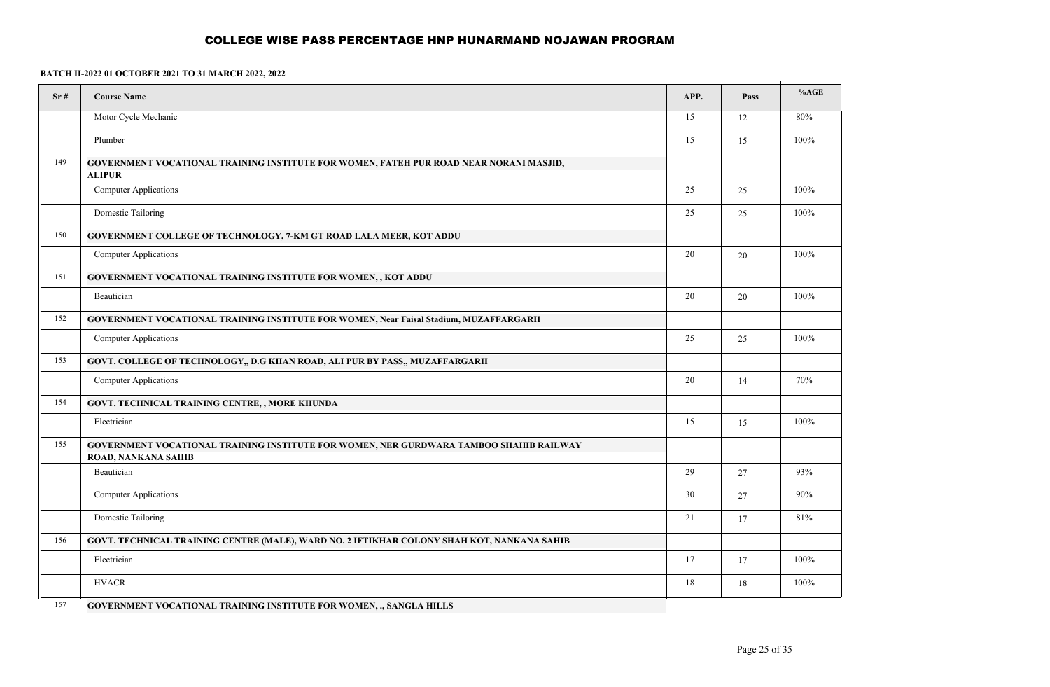## COLLEGE WISE PASS PERCENTAGE HNP HUNARMAND NOJAWAN PROGRAM

**BATCH II-2022 01 OCTOBER 2021 TO 31 MARCH 2022, 2022**

| Sr # | Course Name | APP. | Pass | %AGE |
|---|---|---|---|---|
| | Motor Cycle Mechanic | 15 | 12 | 80% |
| | Plumber | 15 | 15 | 100% |
| 149 | **GOVERNMENT VOCATIONAL TRAINING INSTITUTE FOR WOMEN, FATEH PUR ROAD NEAR NORANI MASJID, ALIPUR** | | | |
| | Computer Applications | 25 | 25 | 100% |
| | Domestic Tailoring | 25 | 25 | 100% |
| 150 | **GOVERNMENT COLLEGE OF TECHNOLOGY, 7-KM GT ROAD LALA MEER, KOT ADDU** | | | |
| | Computer Applications | 20 | 20 | 100% |
| 151 | **GOVERNMENT VOCATIONAL TRAINING INSTITUTE FOR WOMEN, , KOT ADDU** | | | |
| | Beautician | 20 | 20 | 100% |
| 152 | **GOVERNMENT VOCATIONAL TRAINING INSTITUTE FOR WOMEN, Near Faisal Stadium, MUZAFFARGARH** | | | |
| | Computer Applications | 25 | 25 | 100% |
| 153 | **GOVT. COLLEGE OF TECHNOLOGY,, D.G KHAN ROAD, ALI PUR BY PASS,, MUZAFFARGARH** | | | |
| | Computer Applications | 20 | 14 | 70% |
| 154 | **GOVT. TECHNICAL TRAINING CENTRE, , MORE KHUNDA** | | | |
| | Electrician | 15 | 15 | 100% |
| 155 | **GOVERNMENT VOCATIONAL TRAINING INSTITUTE FOR WOMEN, NER GURDWARA TAMBOO SHAHIB RAILWAY ROAD, NANKANA SAHIB** | | | |
| | Beautician | 29 | 27 | 93% |
| | Computer Applications | 30 | 27 | 90% |
| | Domestic Tailoring | 21 | 17 | 81% |
| 156 | **GOVT. TECHNICAL TRAINING CENTRE (MALE), WARD NO. 2 IFTIKHAR COLONY SHAH KOT, NANKANA SAHIB** | | | |
| | Electrician | 17 | 17 | 100% |
| | HVACR | 18 | 18 | 100% |
| 157 | **GOVERNMENT VOCATIONAL TRAINING INSTITUTE FOR WOMEN, ., SANGLA HILLS** | | | |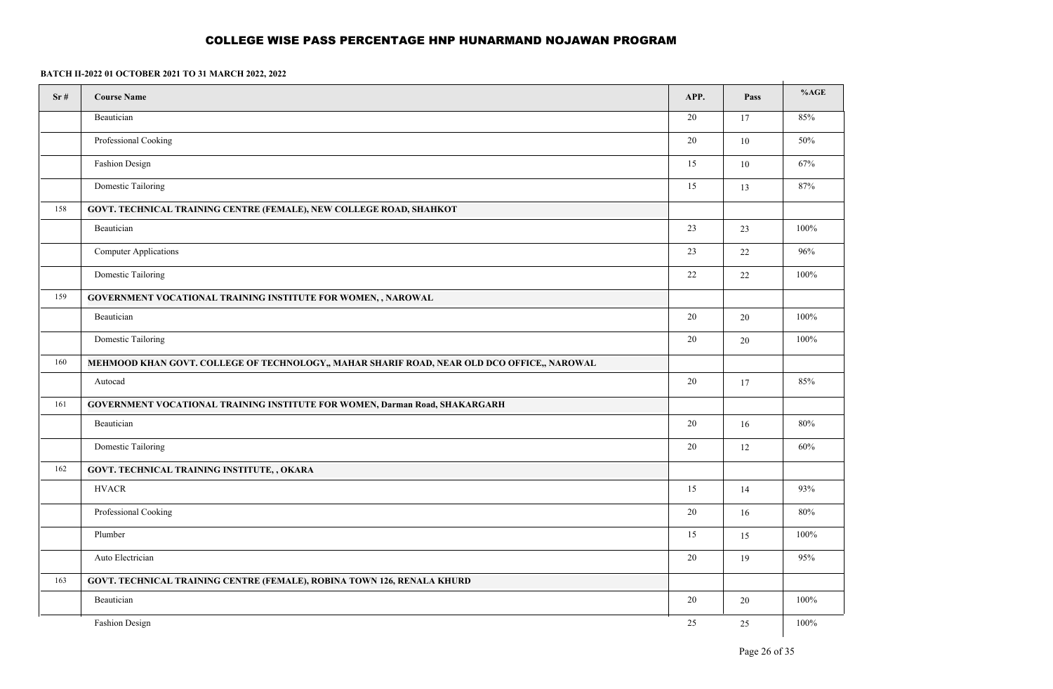## COLLEGE WISE PASS PERCENTAGE HNP HUNARMAND NOJAWAN PROGRAM

**BATCH II-2022 01 OCTOBER 2021 TO 31 MARCH 2022, 2022**

| Sr # | Course Name | APP. | Pass | %AGE |
|---|---|---|---|---|
| | Beautician | 20 | 17 | 85% |
| | Professional Cooking | 20 | 10 | 50% |
| | Fashion Design | 15 | 10 | 67% |
| | Domestic Tailoring | 15 | 13 | 87% |
| 158 | **GOVT. TECHNICAL TRAINING CENTRE (FEMALE), NEW COLLEGE ROAD, SHAHKOT** | | | |
| | Beautician | 23 | 23 | 100% |
| | Computer Applications | 23 | 22 | 96% |
| | Domestic Tailoring | 22 | 22 | 100% |
| 159 | **GOVERNMENT VOCATIONAL TRAINING INSTITUTE FOR WOMEN, , NAROWAL** | | | |
| | Beautician | 20 | 20 | 100% |
| | Domestic Tailoring | 20 | 20 | 100% |
| 160 | **MEHMOOD KHAN GOVT. COLLEGE OF TECHNOLOGY,, MAHAR SHARIF ROAD, NEAR OLD DCO OFFICE,, NAROWAL** | | | |
| | Autocad | 20 | 17 | 85% |
| 161 | **GOVERNMENT VOCATIONAL TRAINING INSTITUTE FOR WOMEN, Darman Road, SHAKARGARH** | | | |
| | Beautician | 20 | 16 | 80% |
| | Domestic Tailoring | 20 | 12 | 60% |
| 162 | **GOVT. TECHNICAL TRAINING INSTITUTE, , OKARA** | | | |
| | HVACR | 15 | 14 | 93% |
| | Professional Cooking | 20 | 16 | 80% |
| | Plumber | 15 | 15 | 100% |
| | Auto Electrician | 20 | 19 | 95% |
| 163 | **GOVT. TECHNICAL TRAINING CENTRE (FEMALE), ROBINA TOWN 126, RENALA KHURD** | | | |
| | Beautician | 20 | 20 | 100% |
| | Fashion Design | 25 | 25 | 100% |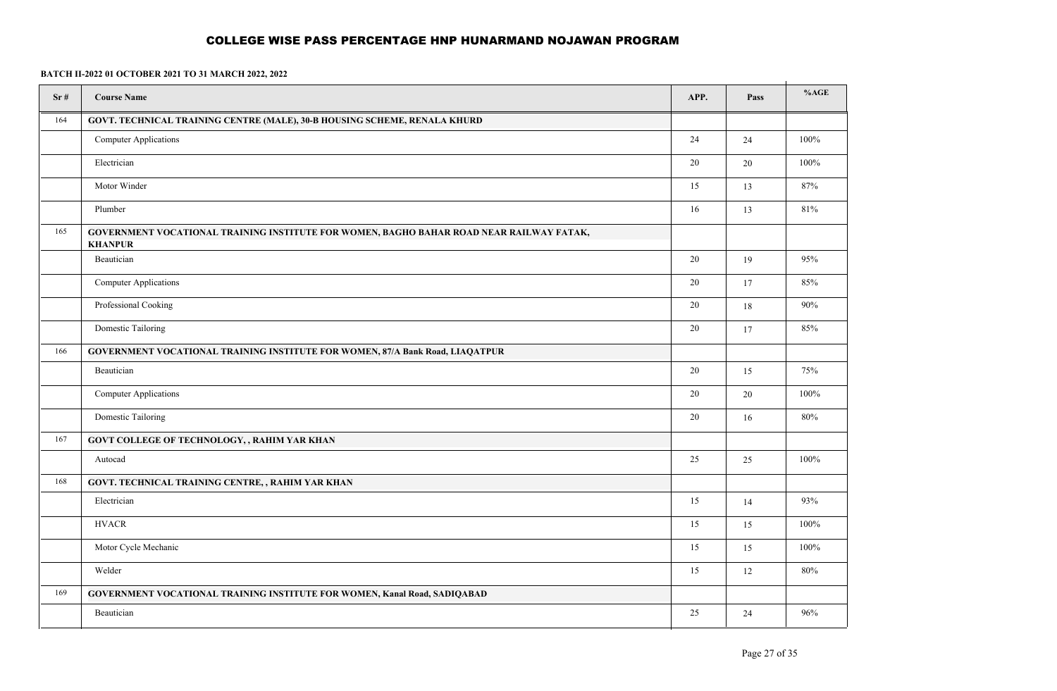# COLLEGE WISE PASS PERCENTAGE HNP HUNARMAND NOJAWAN PROGRAM

**BATCH II-2022 01 OCTOBER 2021 TO 31 MARCH 2022, 2022**

| Sr # | Course Name | APP. | Pass | %AGE |
|---|---|---|---|---|
| 164 | **GOVT. TECHNICAL TRAINING CENTRE (MALE), 30-B HOUSING SCHEME, RENALA KHURD** | | | |
| | Computer Applications | 24 | 24 | 100% |
| | Electrician | 20 | 20 | 100% |
| | Motor Winder | 15 | 13 | 87% |
| | Plumber | 16 | 13 | 81% |
| 165 | **GOVERNMENT VOCATIONAL TRAINING INSTITUTE FOR WOMEN, BAGHO BAHAR ROAD NEAR RAILWAY FATAK, KHANPUR** | | | |
| | Beautician | 20 | 19 | 95% |
| | Computer Applications | 20 | 17 | 85% |
| | Professional Cooking | 20 | 18 | 90% |
| | Domestic Tailoring | 20 | 17 | 85% |
| 166 | **GOVERNMENT VOCATIONAL TRAINING INSTITUTE FOR WOMEN, 87/A Bank Road, LIAQATPUR** | | | |
| | Beautician | 20 | 15 | 75% |
| | Computer Applications | 20 | 20 | 100% |
| | Domestic Tailoring | 20 | 16 | 80% |
| 167 | **GOVT COLLEGE OF TECHNOLOGY, , RAHIM YAR KHAN** | | | |
| | Autocad | 25 | 25 | 100% |
| 168 | **GOVT. TECHNICAL TRAINING CENTRE, , RAHIM YAR KHAN** | | | |
| | Electrician | 15 | 14 | 93% |
| | HVACR | 15 | 15 | 100% |
| | Motor Cycle Mechanic | 15 | 15 | 100% |
| | Welder | 15 | 12 | 80% |
| 169 | **GOVERNMENT VOCATIONAL TRAINING INSTITUTE FOR WOMEN, Kanal Road, SADIQABAD** | | | |
| | Beautician | 25 | 24 | 96% |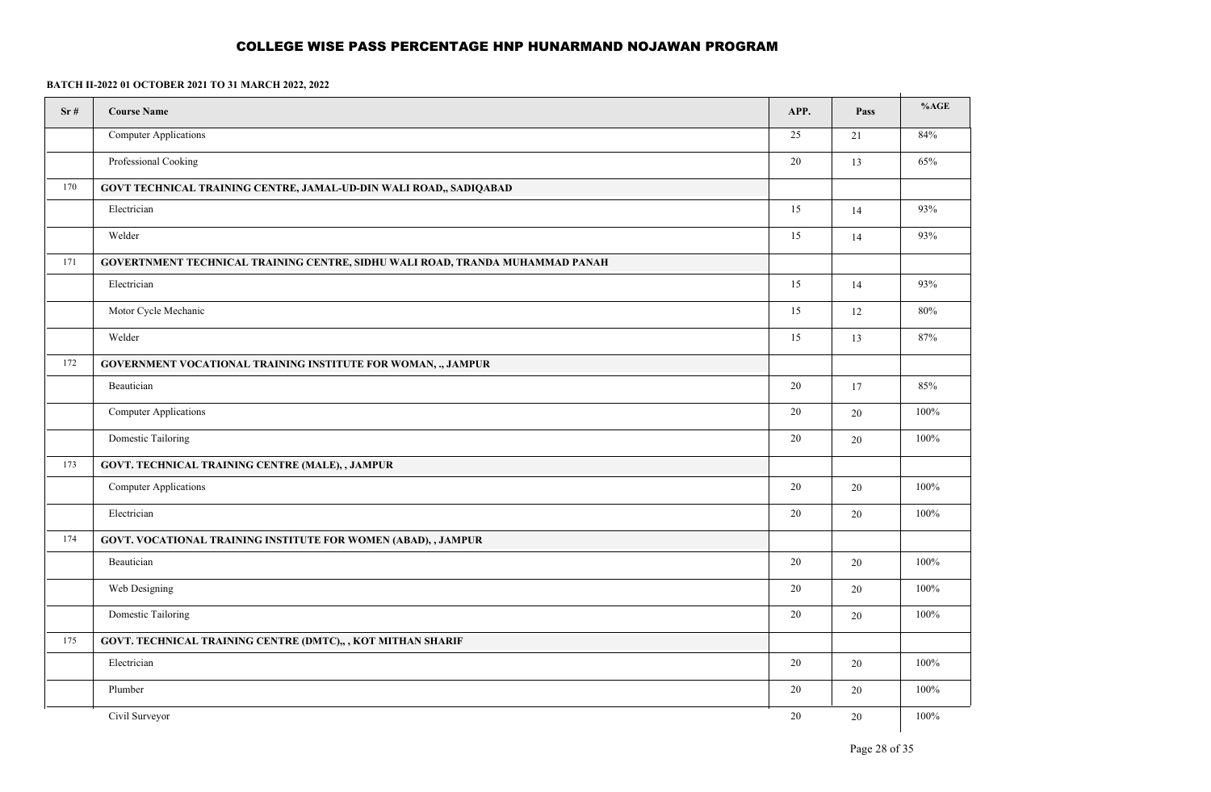## COLLEGE WISE PASS PERCENTAGE HNP HUNARMAND NOJAWAN PROGRAM

**BATCH II-2022 01 OCTOBER 2021 TO 31 MARCH 2022, 2022**

| Sr # | Course Name | APP. | Pass | %AGE |
|---|---|---|---|---|
| | Computer Applications | 25 | 21 | 84% |
| | Professional Cooking | 20 | 13 | 65% |
| 170 | **GOVT TECHNICAL TRAINING CENTRE, JAMAL-UD-DIN WALI ROAD,, SADIQABAD** | | | |
| | Electrician | 15 | 14 | 93% |
| | Welder | 15 | 14 | 93% |
| 171 | **GOVERTNMENT TECHNICAL TRAINING CENTRE, SIDHU WALI ROAD, TRANDA MUHAMMAD PANAH** | | | |
| | Electrician | 15 | 14 | 93% |
| | Motor Cycle Mechanic | 15 | 12 | 80% |
| | Welder | 15 | 13 | 87% |
| 172 | **GOVERNMENT VOCATIONAL TRAINING INSTITUTE FOR WOMAN, ., JAMPUR** | | | |
| | Beautician | 20 | 17 | 85% |
| | Computer Applications | 20 | 20 | 100% |
| | Domestic Tailoring | 20 | 20 | 100% |
| 173 | **GOVT. TECHNICAL TRAINING CENTRE (MALE), , JAMPUR** | | | |
| | Computer Applications | 20 | 20 | 100% |
| | Electrician | 20 | 20 | 100% |
| 174 | **GOVT. VOCATIONAL TRAINING INSTITUTE FOR WOMEN (ABAD), , JAMPUR** | | | |
| | Beautician | 20 | 20 | 100% |
| | Web Designing | 20 | 20 | 100% |
| | Domestic Tailoring | 20 | 20 | 100% |
| 175 | **GOVT. TECHNICAL TRAINING CENTRE (DMTC),, , KOT MITHAN SHARIF** | | | |
| | Electrician | 20 | 20 | 100% |
| | Plumber | 20 | 20 | 100% |
| | Civil Surveyor | 20 | 20 | 100% |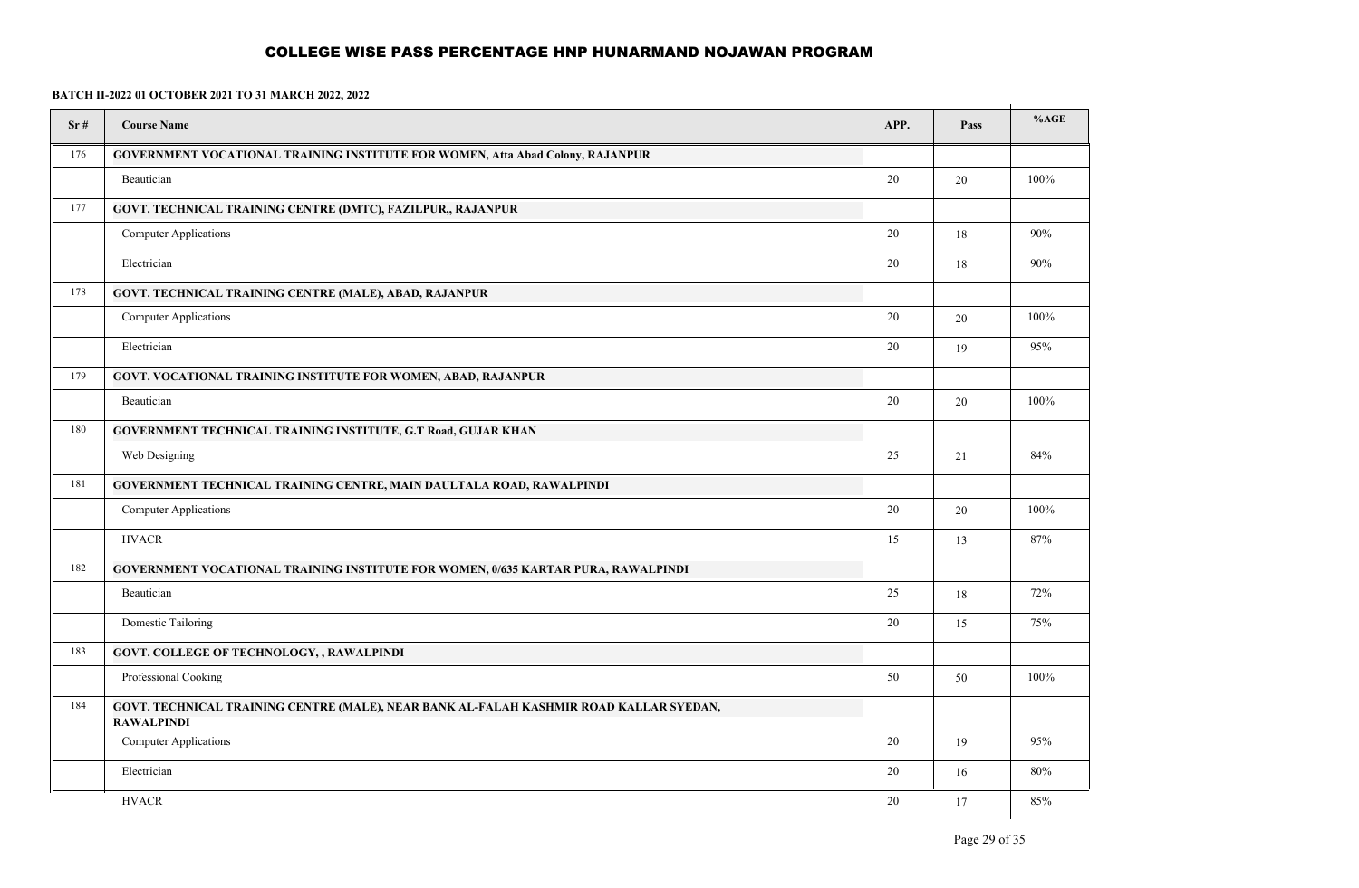# COLLEGE WISE PASS PERCENTAGE HNP HUNARMAND NOJAWAN PROGRAM

**BATCH II-2022 01 OCTOBER 2021 TO 31 MARCH 2022, 2022**

| Sr # | Course Name | APP. | Pass | %AGE |
|---|---|---|---|---|
| 176 | **GOVERNMENT VOCATIONAL TRAINING INSTITUTE FOR WOMEN, Atta Abad Colony, RAJANPUR** | | | |
| | Beautician | 20 | 20 | 100% |
| 177 | **GOVT. TECHNICAL TRAINING CENTRE (DMTC), FAZILPUR,, RAJANPUR** | | | |
| | Computer Applications | 20 | 18 | 90% |
| | Electrician | 20 | 18 | 90% |
| 178 | **GOVT. TECHNICAL TRAINING CENTRE (MALE), ABAD, RAJANPUR** | | | |
| | Computer Applications | 20 | 20 | 100% |
| | Electrician | 20 | 19 | 95% |
| 179 | **GOVT. VOCATIONAL TRAINING INSTITUTE FOR WOMEN, ABAD, RAJANPUR** | | | |
| | Beautician | 20 | 20 | 100% |
| 180 | **GOVERNMENT TECHNICAL TRAINING INSTITUTE, G.T Road, GUJAR KHAN** | | | |
| | Web Designing | 25 | 21 | 84% |
| 181 | **GOVERNMENT TECHNICAL TRAINING CENTRE, MAIN DAULTALA ROAD, RAWALPINDI** | | | |
| | Computer Applications | 20 | 20 | 100% |
| | HVACR | 15 | 13 | 87% |
| 182 | **GOVERNMENT VOCATIONAL TRAINING INSTITUTE FOR WOMEN, 0/635 KARTAR PURA, RAWALPINDI** | | | |
| | Beautician | 25 | 18 | 72% |
| | Domestic Tailoring | 20 | 15 | 75% |
| 183 | **GOVT. COLLEGE OF TECHNOLOGY, , RAWALPINDI** | | | |
| | Professional Cooking | 50 | 50 | 100% |
| 184 | **GOVT. TECHNICAL TRAINING CENTRE (MALE), NEAR BANK AL-FALAH KASHMIR ROAD KALLAR SYEDAN, RAWALPINDI** | | | |
| | Computer Applications | 20 | 19 | 95% |
| | Electrician | 20 | 16 | 80% |
| | HVACR | 20 | 17 | 85% |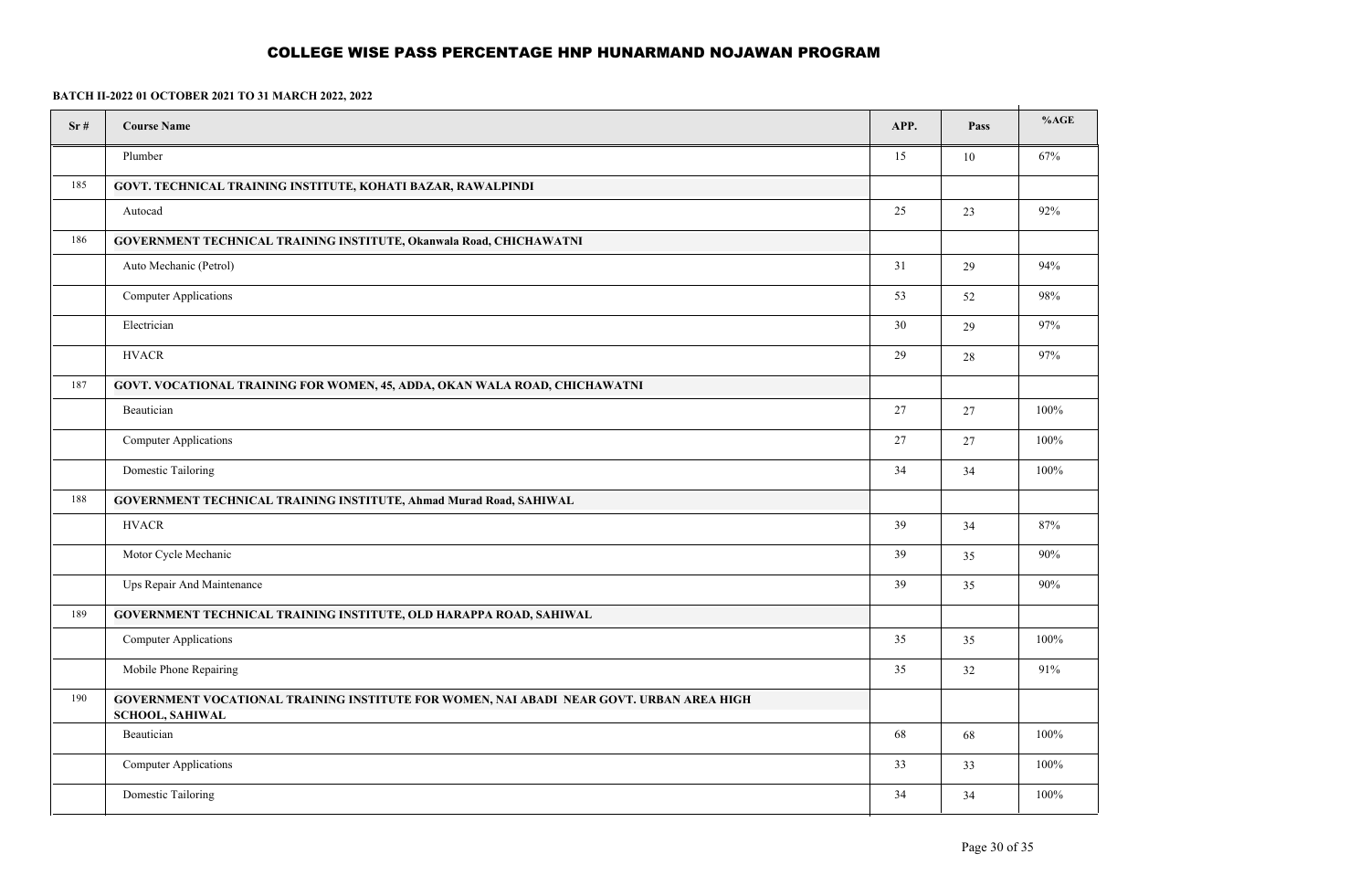# COLLEGE WISE PASS PERCENTAGE HNP HUNARMAND NOJAWAN PROGRAM

**BATCH II-2022 01 OCTOBER 2021 TO 31 MARCH 2022, 2022**

| Sr # | Course Name | APP. | Pass | %AGE |
|---|---|---|---|---|
| | Plumber | 15 | 10 | 67% |
| 185 | **GOVT. TECHNICAL TRAINING INSTITUTE, KOHATI BAZAR, RAWALPINDI** | | | |
| | Autocad | 25 | 23 | 92% |
| 186 | **GOVERNMENT TECHNICAL TRAINING INSTITUTE, Okanwala Road, CHICHAWATNI** | | | |
| | Auto Mechanic (Petrol) | 31 | 29 | 94% |
| | Computer Applications | 53 | 52 | 98% |
| | Electrician | 30 | 29 | 97% |
| | HVACR | 29 | 28 | 97% |
| 187 | **GOVT. VOCATIONAL TRAINING FOR WOMEN, 45, ADDA, OKAN WALA ROAD, CHICHAWATNI** | | | |
| | Beautician | 27 | 27 | 100% |
| | Computer Applications | 27 | 27 | 100% |
| | Domestic Tailoring | 34 | 34 | 100% |
| 188 | **GOVERNMENT TECHNICAL TRAINING INSTITUTE, Ahmad Murad Road, SAHIWAL** | | | |
| | HVACR | 39 | 34 | 87% |
| | Motor Cycle Mechanic | 39 | 35 | 90% |
| | Ups Repair And Maintenance | 39 | 35 | 90% |
| 189 | **GOVERNMENT TECHNICAL TRAINING INSTITUTE, OLD HARAPPA ROAD, SAHIWAL** | | | |
| | Computer Applications | 35 | 35 | 100% |
| | Mobile Phone Repairing | 35 | 32 | 91% |
| 190 | **GOVERNMENT VOCATIONAL TRAINING INSTITUTE FOR WOMEN, NAI ABADI NEAR GOVT. URBAN AREA HIGH SCHOOL, SAHIWAL** | | | |
| | Beautician | 68 | 68 | 100% |
| | Computer Applications | 33 | 33 | 100% |
| | Domestic Tailoring | 34 | 34 | 100% |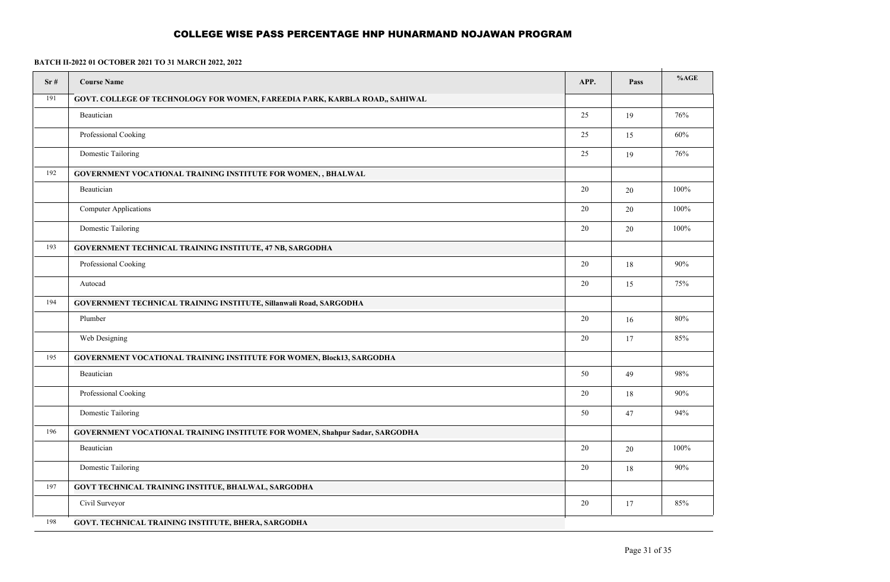# COLLEGE WISE PASS PERCENTAGE HNP HUNARMAND NOJAWAN PROGRAM

**BATCH II-2022 01 OCTOBER 2021 TO 31 MARCH 2022, 2022**

| Sr # | Course Name | APP. | Pass | %AGE |
|---|---|---|---|---|
| 191 | **GOVT. COLLEGE OF TECHNOLOGY FOR WOMEN, FAREEDIA PARK, KARBLA ROAD,, SAHIWAL** | | | |
| | Beautician | 25 | 19 | 76% |
| | Professional Cooking | 25 | 15 | 60% |
| | Domestic Tailoring | 25 | 19 | 76% |
| 192 | **GOVERNMENT VOCATIONAL TRAINING INSTITUTE FOR WOMEN, , BHALWAL** | | | |
| | Beautician | 20 | 20 | 100% |
| | Computer Applications | 20 | 20 | 100% |
| | Domestic Tailoring | 20 | 20 | 100% |
| 193 | **GOVERNMENT TECHNICAL TRAINING INSTITUTE, 47 NB, SARGODHA** | | | |
| | Professional Cooking | 20 | 18 | 90% |
| | Autocad | 20 | 15 | 75% |
| 194 | **GOVERNMENT TECHNICAL TRAINING INSTITUTE, Sillanwali Road, SARGODHA** | | | |
| | Plumber | 20 | 16 | 80% |
| | Web Designing | 20 | 17 | 85% |
| 195 | **GOVERNMENT VOCATIONAL TRAINING INSTITUTE FOR WOMEN, Block13, SARGODHA** | | | |
| | Beautician | 50 | 49 | 98% |
| | Professional Cooking | 20 | 18 | 90% |
| | Domestic Tailoring | 50 | 47 | 94% |
| 196 | **GOVERNMENT VOCATIONAL TRAINING INSTITUTE FOR WOMEN, Shahpur Sadar, SARGODHA** | | | |
| | Beautician | 20 | 20 | 100% |
| | Domestic Tailoring | 20 | 18 | 90% |
| 197 | **GOVT TECHNICAL TRAINING INSTITUE, BHALWAL, SARGODHA** | | | |
| | Civil Surveyor | 20 | 17 | 85% |
| 198 | **GOVT. TECHNICAL TRAINING INSTITUTE, BHERA, SARGODHA** | | | |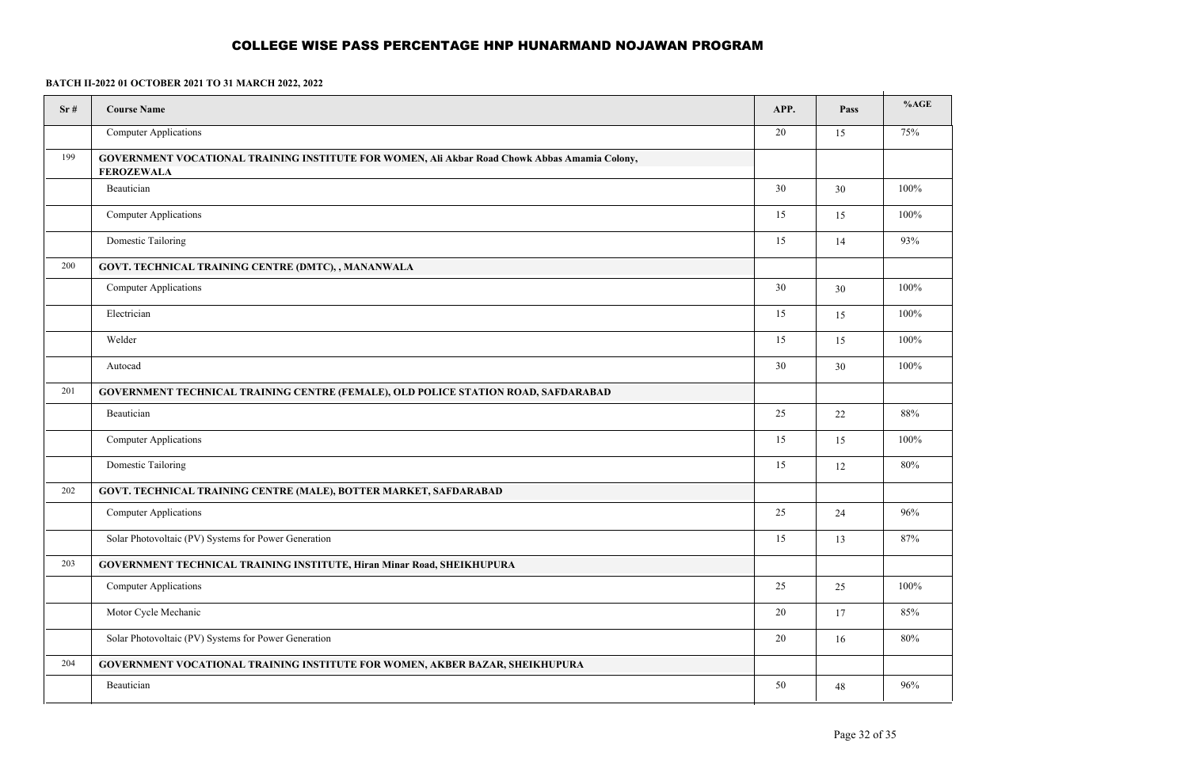# COLLEGE WISE PASS PERCENTAGE HNP HUNARMAND NOJAWAN PROGRAM

**BATCH II-2022 01 OCTOBER 2021 TO 31 MARCH 2022, 2022**

| Sr # | Course Name | APP. | Pass | %AGE |
|---|---|---|---|---|
| | Computer Applications | 20 | 15 | 75% |
| 199 | **GOVERNMENT VOCATIONAL TRAINING INSTITUTE FOR WOMEN, Ali Akbar Road Chowk Abbas Amamia Colony, FEROZEWALA** | | | |
| | Beautician | 30 | 30 | 100% |
| | Computer Applications | 15 | 15 | 100% |
| | Domestic Tailoring | 15 | 14 | 93% |
| 200 | **GOVT. TECHNICAL TRAINING CENTRE (DMTC), , MANANWALA** | | | |
| | Computer Applications | 30 | 30 | 100% |
| | Electrician | 15 | 15 | 100% |
| | Welder | 15 | 15 | 100% |
| | Autocad | 30 | 30 | 100% |
| 201 | **GOVERNMENT TECHNICAL TRAINING CENTRE (FEMALE), OLD POLICE STATION ROAD, SAFDARABAD** | | | |
| | Beautician | 25 | 22 | 88% |
| | Computer Applications | 15 | 15 | 100% |
| | Domestic Tailoring | 15 | 12 | 80% |
| 202 | **GOVT. TECHNICAL TRAINING CENTRE (MALE), BOTTER MARKET, SAFDARABAD** | | | |
| | Computer Applications | 25 | 24 | 96% |
| | Solar Photovoltaic (PV) Systems for Power Generation | 15 | 13 | 87% |
| 203 | **GOVERNMENT TECHNICAL TRAINING INSTITUTE, Hiran Minar Road, SHEIKHUPURA** | | | |
| | Computer Applications | 25 | 25 | 100% |
| | Motor Cycle Mechanic | 20 | 17 | 85% |
| | Solar Photovoltaic (PV) Systems for Power Generation | 20 | 16 | 80% |
| 204 | **GOVERNMENT VOCATIONAL TRAINING INSTITUTE FOR WOMEN, AKBER BAZAR, SHEIKHUPURA** | | | |
| | Beautician | 50 | 48 | 96% |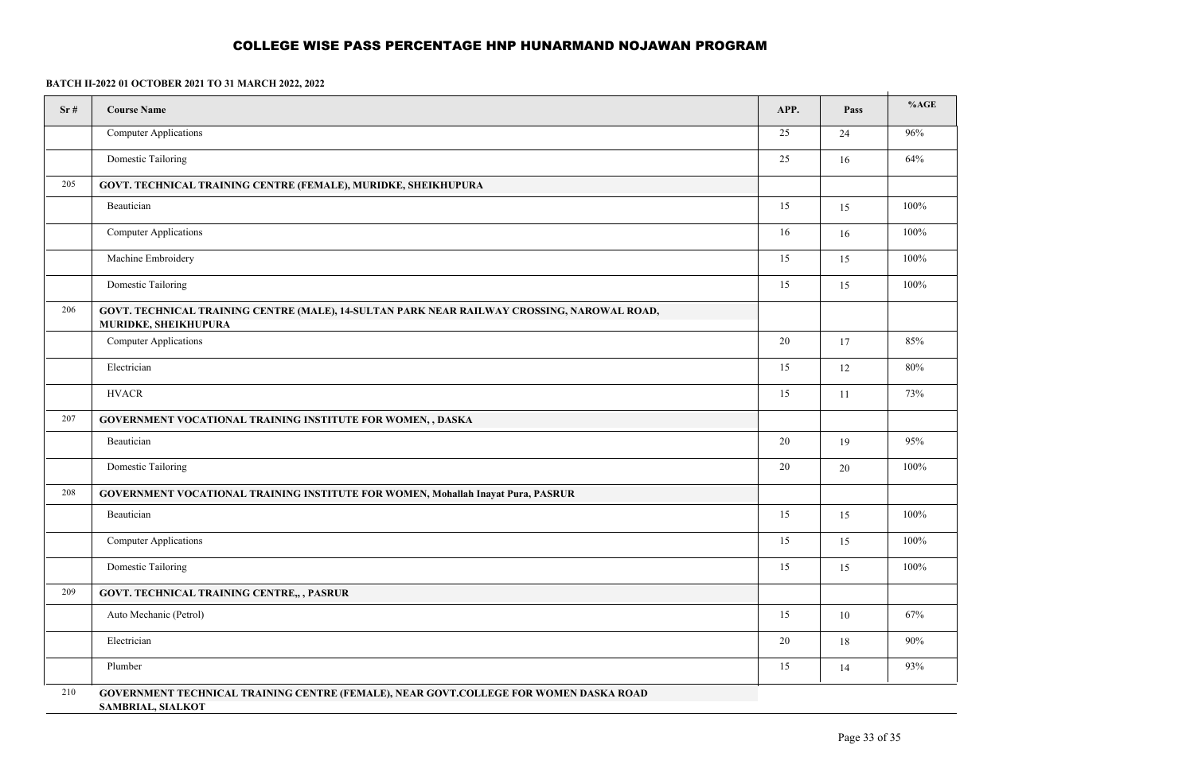# COLLEGE WISE PASS PERCENTAGE HNP HUNARMAND NOJAWAN PROGRAM

**BATCH II-2022 01 OCTOBER 2021 TO 31 MARCH 2022, 2022**

| Sr # | Course Name | APP. | Pass | %AGE |
|---|---|---|---|---|
| | Computer Applications | 25 | 24 | 96% |
| | Domestic Tailoring | 25 | 16 | 64% |
| 205 | **GOVT. TECHNICAL TRAINING CENTRE (FEMALE), MURIDKE, SHEIKHUPURA** | | | |
| | Beautician | 15 | 15 | 100% |
| | Computer Applications | 16 | 16 | 100% |
| | Machine Embroidery | 15 | 15 | 100% |
| | Domestic Tailoring | 15 | 15 | 100% |
| 206 | **GOVT. TECHNICAL TRAINING CENTRE (MALE), 14-SULTAN PARK NEAR RAILWAY CROSSING, NAROWAL ROAD, MURIDKE, SHEIKHUPURA** | | | |
| | Computer Applications | 20 | 17 | 85% |
| | Electrician | 15 | 12 | 80% |
| | HVACR | 15 | 11 | 73% |
| 207 | **GOVERNMENT VOCATIONAL TRAINING INSTITUTE FOR WOMEN, , DASKA** | | | |
| | Beautician | 20 | 19 | 95% |
| | Domestic Tailoring | 20 | 20 | 100% |
| 208 | **GOVERNMENT VOCATIONAL TRAINING INSTITUTE FOR WOMEN, Mohallah Inayat Pura, PASRUR** | | | |
| | Beautician | 15 | 15 | 100% |
| | Computer Applications | 15 | 15 | 100% |
| | Domestic Tailoring | 15 | 15 | 100% |
| 209 | **GOVT. TECHNICAL TRAINING CENTRE,, , PASRUR** | | | |
| | Auto Mechanic (Petrol) | 15 | 10 | 67% |
| | Electrician | 20 | 18 | 90% |
| | Plumber | 15 | 14 | 93% |
| 210 | **GOVERNMENT TECHNICAL TRAINING CENTRE (FEMALE), NEAR GOVT.COLLEGE FOR WOMEN DASKA ROAD SAMBRIAL, SIALKOT** | | | |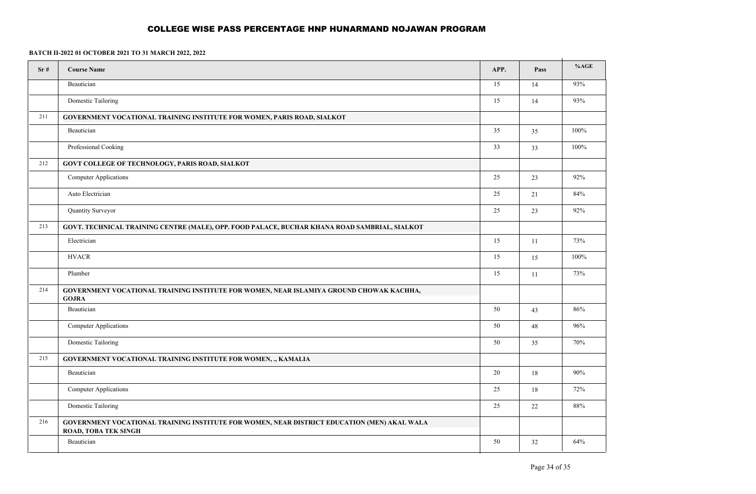# COLLEGE WISE PASS PERCENTAGE HNP HUNARMAND NOJAWAN PROGRAM

**BATCH II-2022 01 OCTOBER 2021 TO 31 MARCH 2022, 2022**

| Sr # | Course Name | APP. | Pass | %AGE |
|---|---|---|---|---|
| | Beautician | 15 | 14 | 93% |
| | Domestic Tailoring | 15 | 14 | 93% |
| 211 | **GOVERNMENT VOCATIONAL TRAINING INSTITUTE FOR WOMEN, PARIS ROAD, SIALKOT** | | | |
| | Beautician | 35 | 35 | 100% |
| | Professional Cooking | 33 | 33 | 100% |
| 212 | **GOVT COLLEGE OF TECHNOLOGY, PARIS ROAD, SIALKOT** | | | |
| | Computer Applications | 25 | 23 | 92% |
| | Auto Electrician | 25 | 21 | 84% |
| | Quantity Surveyor | 25 | 23 | 92% |
| 213 | **GOVT. TECHNICAL TRAINING CENTRE (MALE), OPP. FOOD PALACE, BUCHAR KHANA ROAD SAMBRIAL, SIALKOT** | | | |
| | Electrician | 15 | 11 | 73% |
| | HVACR | 15 | 15 | 100% |
| | Plumber | 15 | 11 | 73% |
| 214 | **GOVERNMENT VOCATIONAL TRAINING INSTITUTE FOR WOMEN, NEAR ISLAMIYA GROUND CHOWAK KACHHA, GOJRA** | | | |
| | Beautician | 50 | 43 | 86% |
| | Computer Applications | 50 | 48 | 96% |
| | Domestic Tailoring | 50 | 35 | 70% |
| 215 | **GOVERNMENT VOCATIONAL TRAINING INSTITUTE FOR WOMEN, ., KAMALIA** | | | |
| | Beautician | 20 | 18 | 90% |
| | Computer Applications | 25 | 18 | 72% |
| | Domestic Tailoring | 25 | 22 | 88% |
| 216 | **GOVERNMENT VOCATIONAL TRAINING INSTITUTE FOR WOMEN, NEAR DISTRICT EDUCATION (MEN) AKAL WALA ROAD, TOBA TEK SINGH** | | | |
| | Beautician | 50 | 32 | 64% |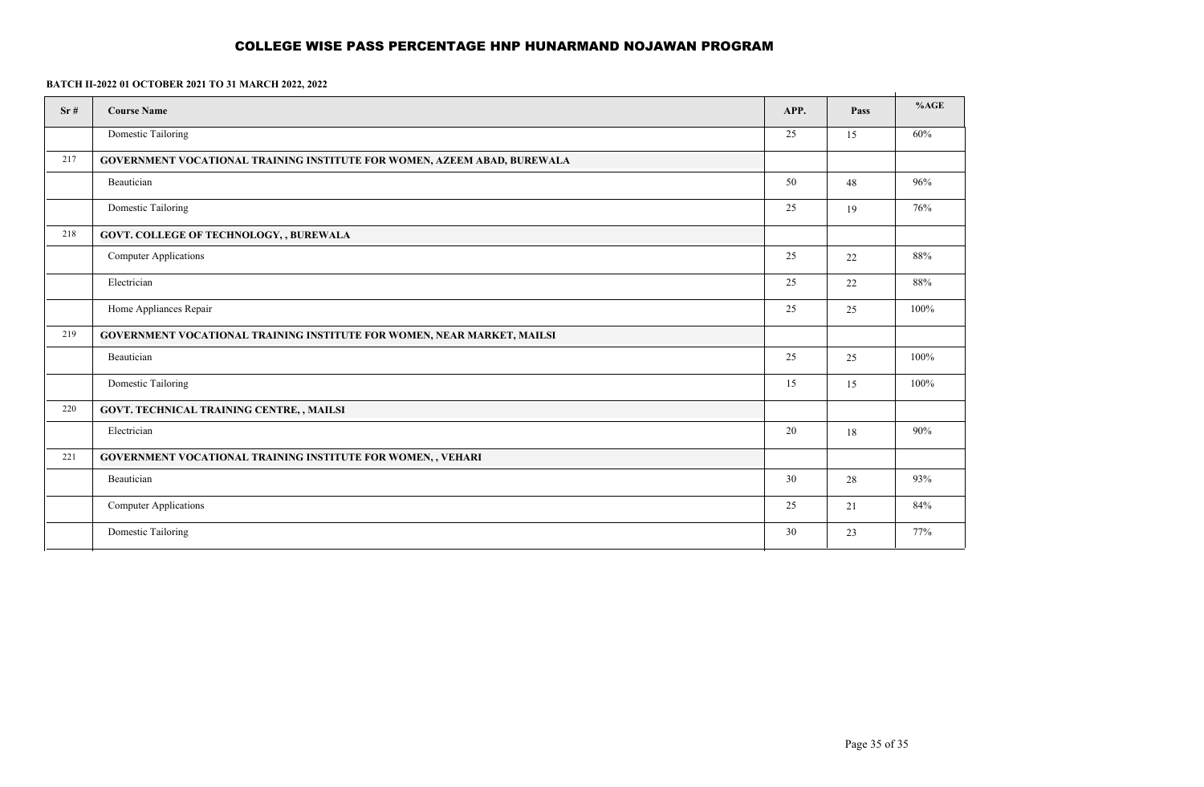# COLLEGE WISE PASS PERCENTAGE HNP HUNARMAND NOJAWAN PROGRAM

**BATCH II-2022 01 OCTOBER 2021 TO 31 MARCH 2022, 2022**

| Sr # | Course Name | APP. | Pass | %AGE |
|---|---|---|---|---|
| | Domestic Tailoring | 25 | 15 | 60% |
| 217 | **GOVERNMENT VOCATIONAL TRAINING INSTITUTE FOR WOMEN, AZEEM ABAD, BUREWALA** | | | |
| | Beautician | 50 | 48 | 96% |
| | Domestic Tailoring | 25 | 19 | 76% |
| 218 | **GOVT. COLLEGE OF TECHNOLOGY, , BUREWALA** | | | |
| | Computer Applications | 25 | 22 | 88% |
| | Electrician | 25 | 22 | 88% |
| | Home Appliances Repair | 25 | 25 | 100% |
| 219 | **GOVERNMENT VOCATIONAL TRAINING INSTITUTE FOR WOMEN, NEAR MARKET, MAILSI** | | | |
| | Beautician | 25 | 25 | 100% |
| | Domestic Tailoring | 15 | 15 | 100% |
| 220 | **GOVT. TECHNICAL TRAINING CENTRE, , MAILSI** | | | |
| | Electrician | 20 | 18 | 90% |
| 221 | **GOVERNMENT VOCATIONAL TRAINING INSTITUTE FOR WOMEN, , VEHARI** | | | |
| | Beautician | 30 | 28 | 93% |
| | Computer Applications | 25 | 21 | 84% |
| | Domestic Tailoring | 30 | 23 | 77% |